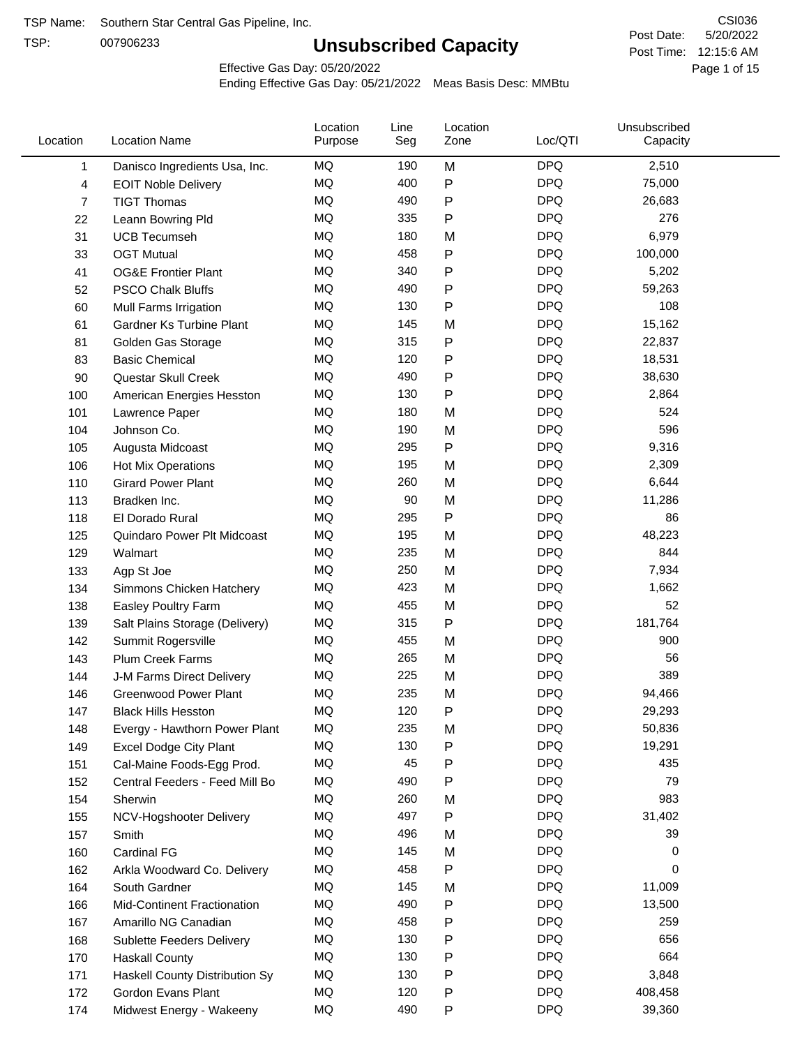TSP Name: Southern Star Central Gas Pipeline, Inc.

TSP: 007906233

# Unsubscribed Capacity

CSI036

Post Date: 5/20/2022

Post Time: 12:15:6 AM

Effective Gas Day: 05/20/2022

Ending Effective Gas Day: 05/21/2022 Meas Basis Desc: MMBtu

| Location | Location Name | Location Purpose | Line Seg | Location Zone | Loc/QTI | Unsubscribed Capacity |
|---|---|---|---|---|---|---|
| 1 | Danisco Ingredients Usa, Inc. | MQ | 190 | M | DPQ | 2,510 |
| 4 | EOIT Noble Delivery | MQ | 400 | P | DPQ | 75,000 |
| 7 | TIGT Thomas | MQ | 490 | P | DPQ | 26,683 |
| 22 | Leann Bowring Pld | MQ | 335 | P | DPQ | 276 |
| 31 | UCB Tecumseh | MQ | 180 | M | DPQ | 6,979 |
| 33 | OGT Mutual | MQ | 458 | P | DPQ | 100,000 |
| 41 | OG&E Frontier Plant | MQ | 340 | P | DPQ | 5,202 |
| 52 | PSCO Chalk Bluffs | MQ | 490 | P | DPQ | 59,263 |
| 60 | Mull Farms Irrigation | MQ | 130 | P | DPQ | 108 |
| 61 | Gardner Ks Turbine Plant | MQ | 145 | M | DPQ | 15,162 |
| 81 | Golden Gas Storage | MQ | 315 | P | DPQ | 22,837 |
| 83 | Basic Chemical | MQ | 120 | P | DPQ | 18,531 |
| 90 | Questar Skull Creek | MQ | 490 | P | DPQ | 38,630 |
| 100 | American Energies Hesston | MQ | 130 | P | DPQ | 2,864 |
| 101 | Lawrence Paper | MQ | 180 | M | DPQ | 524 |
| 104 | Johnson Co. | MQ | 190 | M | DPQ | 596 |
| 105 | Augusta Midcoast | MQ | 295 | P | DPQ | 9,316 |
| 106 | Hot Mix Operations | MQ | 195 | M | DPQ | 2,309 |
| 110 | Girard Power Plant | MQ | 260 | M | DPQ | 6,644 |
| 113 | Bradken Inc. | MQ | 90 | M | DPQ | 11,286 |
| 118 | El Dorado Rural | MQ | 295 | P | DPQ | 86 |
| 125 | Quindaro Power Plt Midcoast | MQ | 195 | M | DPQ | 48,223 |
| 129 | Walmart | MQ | 235 | M | DPQ | 844 |
| 133 | Agp St Joe | MQ | 250 | M | DPQ | 7,934 |
| 134 | Simmons Chicken Hatchery | MQ | 423 | M | DPQ | 1,662 |
| 138 | Easley Poultry Farm | MQ | 455 | M | DPQ | 52 |
| 139 | Salt Plains Storage (Delivery) | MQ | 315 | P | DPQ | 181,764 |
| 142 | Summit Rogersville | MQ | 455 | M | DPQ | 900 |
| 143 | Plum Creek Farms | MQ | 265 | M | DPQ | 56 |
| 144 | J-M Farms Direct Delivery | MQ | 225 | M | DPQ | 389 |
| 146 | Greenwood Power Plant | MQ | 235 | M | DPQ | 94,466 |
| 147 | Black Hills Hesston | MQ | 120 | P | DPQ | 29,293 |
| 148 | Evergy - Hawthorn Power Plant | MQ | 235 | M | DPQ | 50,836 |
| 149 | Excel Dodge City Plant | MQ | 130 | P | DPQ | 19,291 |
| 151 | Cal-Maine Foods-Egg Prod. | MQ | 45 | P | DPQ | 435 |
| 152 | Central Feeders - Feed Mill Bo | MQ | 490 | P | DPQ | 79 |
| 154 | Sherwin | MQ | 260 | M | DPQ | 983 |
| 155 | NCV-Hogshooter Delivery | MQ | 497 | P | DPQ | 31,402 |
| 157 | Smith | MQ | 496 | M | DPQ | 39 |
| 160 | Cardinal FG | MQ | 145 | M | DPQ | 0 |
| 162 | Arkla Woodward Co. Delivery | MQ | 458 | P | DPQ | 0 |
| 164 | South Gardner | MQ | 145 | M | DPQ | 11,009 |
| 166 | Mid-Continent Fractionation | MQ | 490 | P | DPQ | 13,500 |
| 167 | Amarillo NG Canadian | MQ | 458 | P | DPQ | 259 |
| 168 | Sublette Feeders Delivery | MQ | 130 | P | DPQ | 656 |
| 170 | Haskall County | MQ | 130 | P | DPQ | 664 |
| 171 | Haskall County Distribution Sy | MQ | 130 | P | DPQ | 3,848 |
| 172 | Gordon Evans Plant | MQ | 120 | P | DPQ | 408,458 |
| 174 | Midwest Energy - Wakeeny | MQ | 490 | P | DPQ | 39,360 |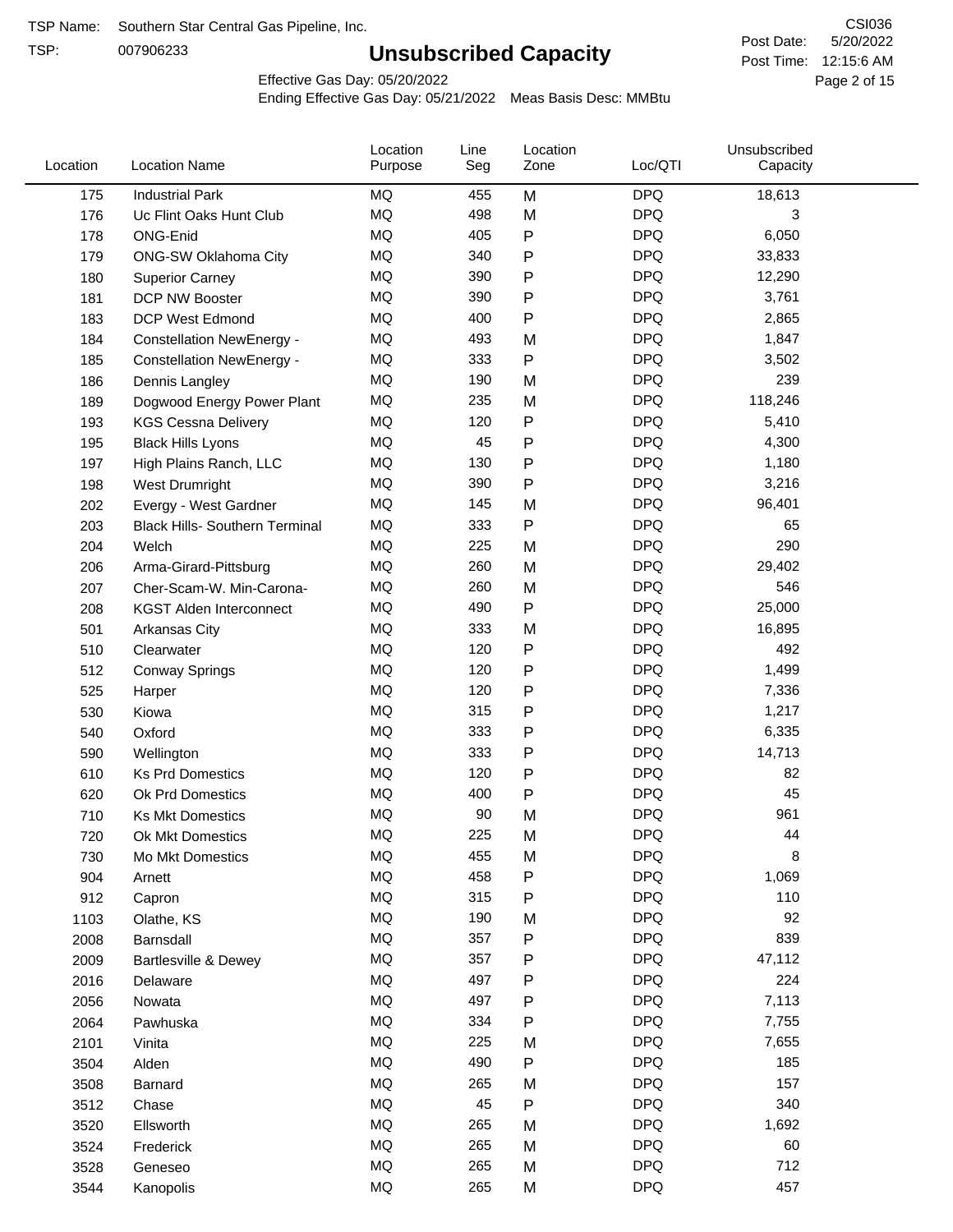TSP Name: Southern Star Central Gas Pipeline, Inc.
TSP: 007906233

# Unsubscribed Capacity

CSI036
Post Date: 5/20/2022
Post Time: 12:15:6 AM

Effective Gas Day: 05/20/2022
Ending Effective Gas Day: 05/21/2022 Meas Basis Desc: MMBtu

| Location | Location Name | Location Purpose | Line Seg | Location Zone | Loc/QTI | Unsubscribed Capacity |
|---|---|---|---|---|---|---|
| 175 | Industrial Park | MQ | 455 | M | DPQ | 18,613 |
| 176 | Uc Flint Oaks Hunt Club | MQ | 498 | M | DPQ | 3 |
| 178 | ONG-Enid | MQ | 405 | P | DPQ | 6,050 |
| 179 | ONG-SW Oklahoma City | MQ | 340 | P | DPQ | 33,833 |
| 180 | Superior Carney | MQ | 390 | P | DPQ | 12,290 |
| 181 | DCP NW Booster | MQ | 390 | P | DPQ | 3,761 |
| 183 | DCP West Edmond | MQ | 400 | P | DPQ | 2,865 |
| 184 | Constellation NewEnergy - | MQ | 493 | M | DPQ | 1,847 |
| 185 | Constellation NewEnergy - | MQ | 333 | P | DPQ | 3,502 |
| 186 | Dennis Langley | MQ | 190 | M | DPQ | 239 |
| 189 | Dogwood Energy Power Plant | MQ | 235 | M | DPQ | 118,246 |
| 193 | KGS Cessna Delivery | MQ | 120 | P | DPQ | 5,410 |
| 195 | Black Hills Lyons | MQ | 45 | P | DPQ | 4,300 |
| 197 | High Plains Ranch, LLC | MQ | 130 | P | DPQ | 1,180 |
| 198 | West Drumright | MQ | 390 | P | DPQ | 3,216 |
| 202 | Evergy - West Gardner | MQ | 145 | M | DPQ | 96,401 |
| 203 | Black Hills- Southern Terminal | MQ | 333 | P | DPQ | 65 |
| 204 | Welch | MQ | 225 | M | DPQ | 290 |
| 206 | Arma-Girard-Pittsburg | MQ | 260 | M | DPQ | 29,402 |
| 207 | Cher-Scam-W. Min-Carona- | MQ | 260 | M | DPQ | 546 |
| 208 | KGST Alden Interconnect | MQ | 490 | P | DPQ | 25,000 |
| 501 | Arkansas City | MQ | 333 | M | DPQ | 16,895 |
| 510 | Clearwater | MQ | 120 | P | DPQ | 492 |
| 512 | Conway Springs | MQ | 120 | P | DPQ | 1,499 |
| 525 | Harper | MQ | 120 | P | DPQ | 7,336 |
| 530 | Kiowa | MQ | 315 | P | DPQ | 1,217 |
| 540 | Oxford | MQ | 333 | P | DPQ | 6,335 |
| 590 | Wellington | MQ | 333 | P | DPQ | 14,713 |
| 610 | Ks Prd Domestics | MQ | 120 | P | DPQ | 82 |
| 620 | Ok Prd Domestics | MQ | 400 | P | DPQ | 45 |
| 710 | Ks Mkt Domestics | MQ | 90 | M | DPQ | 961 |
| 720 | Ok Mkt Domestics | MQ | 225 | M | DPQ | 44 |
| 730 | Mo Mkt Domestics | MQ | 455 | M | DPQ | 8 |
| 904 | Arnett | MQ | 458 | P | DPQ | 1,069 |
| 912 | Capron | MQ | 315 | P | DPQ | 110 |
| 1103 | Olathe, KS | MQ | 190 | M | DPQ | 92 |
| 2008 | Barnsdall | MQ | 357 | P | DPQ | 839 |
| 2009 | Bartlesville & Dewey | MQ | 357 | P | DPQ | 47,112 |
| 2016 | Delaware | MQ | 497 | P | DPQ | 224 |
| 2056 | Nowata | MQ | 497 | P | DPQ | 7,113 |
| 2064 | Pawhuska | MQ | 334 | P | DPQ | 7,755 |
| 2101 | Vinita | MQ | 225 | M | DPQ | 7,655 |
| 3504 | Alden | MQ | 490 | P | DPQ | 185 |
| 3508 | Barnard | MQ | 265 | M | DPQ | 157 |
| 3512 | Chase | MQ | 45 | P | DPQ | 340 |
| 3520 | Ellsworth | MQ | 265 | M | DPQ | 1,692 |
| 3524 | Frederick | MQ | 265 | M | DPQ | 60 |
| 3528 | Geneseo | MQ | 265 | M | DPQ | 712 |
| 3544 | Kanopolis | MQ | 265 | M | DPQ | 457 |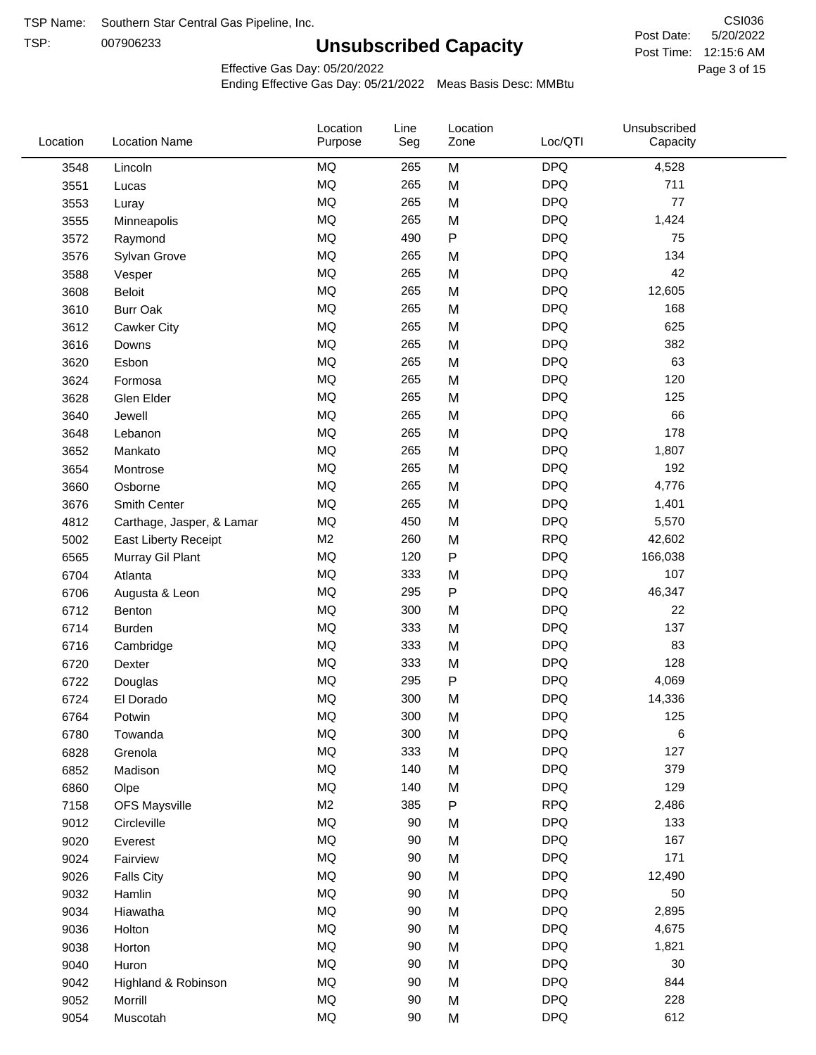TSP Name: Southern Star Central Gas Pipeline, Inc.
TSP: 007906233

# Unsubscribed Capacity

CSI036
Post Date: 5/20/2022
Post Time: 12:15:6 AM

Effective Gas Day: 05/20/2022
Ending Effective Gas Day: 05/21/2022 Meas Basis Desc: MMBtu

| Location | Location Name | Location Purpose | Line Seg | Location Zone | Loc/QTI | Unsubscribed Capacity |
|---|---|---|---|---|---|---|
| 3548 | Lincoln | MQ | 265 | M | DPQ | 4,528 |
| 3551 | Lucas | MQ | 265 | M | DPQ | 711 |
| 3553 | Luray | MQ | 265 | M | DPQ | 77 |
| 3555 | Minneapolis | MQ | 265 | M | DPQ | 1,424 |
| 3572 | Raymond | MQ | 490 | P | DPQ | 75 |
| 3576 | Sylvan Grove | MQ | 265 | M | DPQ | 134 |
| 3588 | Vesper | MQ | 265 | M | DPQ | 42 |
| 3608 | Beloit | MQ | 265 | M | DPQ | 12,605 |
| 3610 | Burr Oak | MQ | 265 | M | DPQ | 168 |
| 3612 | Cawker City | MQ | 265 | M | DPQ | 625 |
| 3616 | Downs | MQ | 265 | M | DPQ | 382 |
| 3620 | Esbon | MQ | 265 | M | DPQ | 63 |
| 3624 | Formosa | MQ | 265 | M | DPQ | 120 |
| 3628 | Glen Elder | MQ | 265 | M | DPQ | 125 |
| 3640 | Jewell | MQ | 265 | M | DPQ | 66 |
| 3648 | Lebanon | MQ | 265 | M | DPQ | 178 |
| 3652 | Mankato | MQ | 265 | M | DPQ | 1,807 |
| 3654 | Montrose | MQ | 265 | M | DPQ | 192 |
| 3660 | Osborne | MQ | 265 | M | DPQ | 4,776 |
| 3676 | Smith Center | MQ | 265 | M | DPQ | 1,401 |
| 4812 | Carthage, Jasper, & Lamar | MQ | 450 | M | DPQ | 5,570 |
| 5002 | East Liberty Receipt | M2 | 260 | M | RPQ | 42,602 |
| 6565 | Murray Gil Plant | MQ | 120 | P | DPQ | 166,038 |
| 6704 | Atlanta | MQ | 333 | M | DPQ | 107 |
| 6706 | Augusta & Leon | MQ | 295 | P | DPQ | 46,347 |
| 6712 | Benton | MQ | 300 | M | DPQ | 22 |
| 6714 | Burden | MQ | 333 | M | DPQ | 137 |
| 6716 | Cambridge | MQ | 333 | M | DPQ | 83 |
| 6720 | Dexter | MQ | 333 | M | DPQ | 128 |
| 6722 | Douglas | MQ | 295 | P | DPQ | 4,069 |
| 6724 | El Dorado | MQ | 300 | M | DPQ | 14,336 |
| 6764 | Potwin | MQ | 300 | M | DPQ | 125 |
| 6780 | Towanda | MQ | 300 | M | DPQ | 6 |
| 6828 | Grenola | MQ | 333 | M | DPQ | 127 |
| 6852 | Madison | MQ | 140 | M | DPQ | 379 |
| 6860 | Olpe | MQ | 140 | M | DPQ | 129 |
| 7158 | OFS Maysville | M2 | 385 | P | RPQ | 2,486 |
| 9012 | Circleville | MQ | 90 | M | DPQ | 133 |
| 9020 | Everest | MQ | 90 | M | DPQ | 167 |
| 9024 | Fairview | MQ | 90 | M | DPQ | 171 |
| 9026 | Falls City | MQ | 90 | M | DPQ | 12,490 |
| 9032 | Hamlin | MQ | 90 | M | DPQ | 50 |
| 9034 | Hiawatha | MQ | 90 | M | DPQ | 2,895 |
| 9036 | Holton | MQ | 90 | M | DPQ | 4,675 |
| 9038 | Horton | MQ | 90 | M | DPQ | 1,821 |
| 9040 | Huron | MQ | 90 | M | DPQ | 30 |
| 9042 | Highland & Robinson | MQ | 90 | M | DPQ | 844 |
| 9052 | Morrill | MQ | 90 | M | DPQ | 228 |
| 9054 | Muscotah | MQ | 90 | M | DPQ | 612 |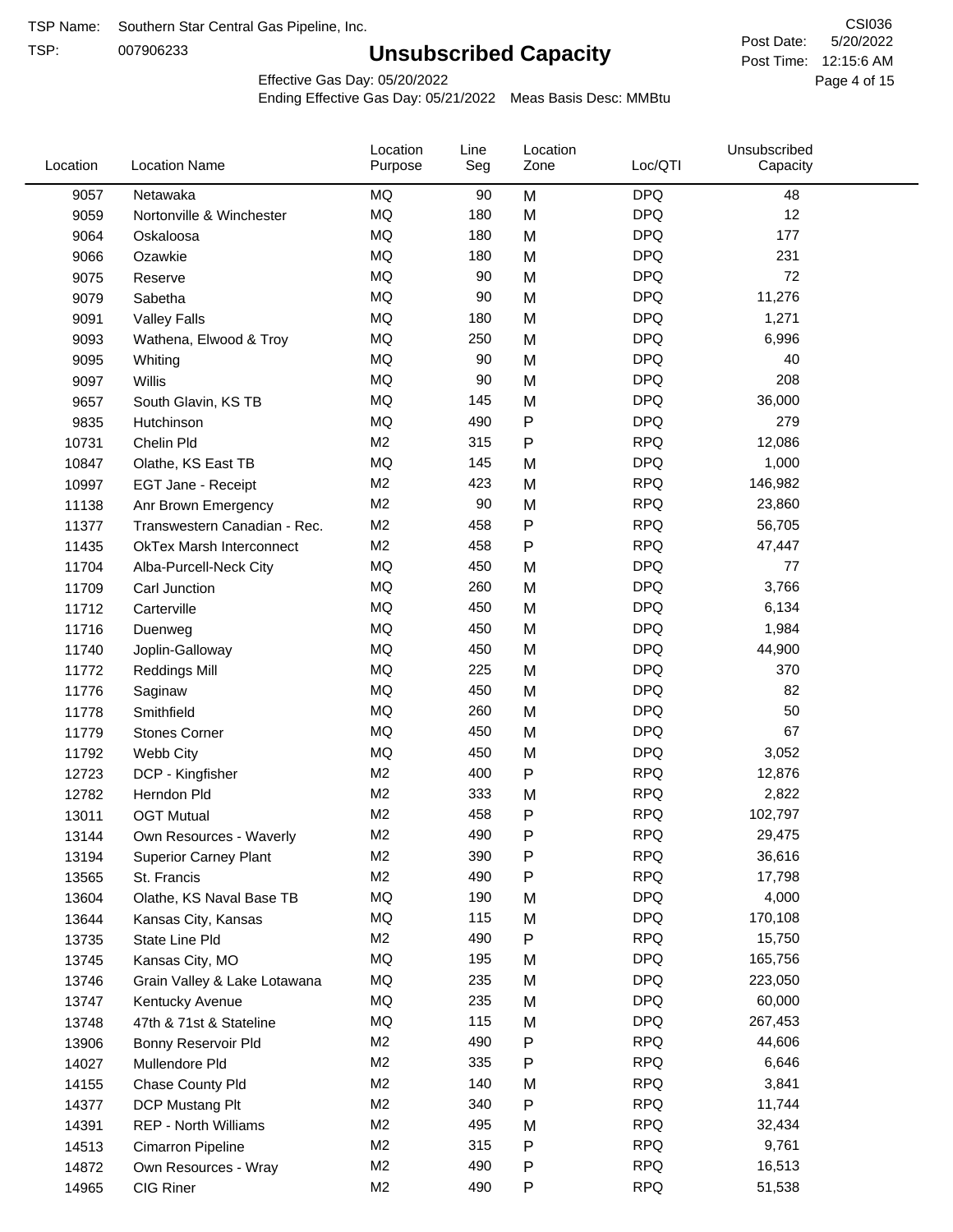TSP Name: Southern Star Central Gas Pipeline, Inc.

TSP: 007906233

# Unsubscribed Capacity

CSI036

Post Date: 5/20/2022

Post Time: 12:15:6 AM

Effective Gas Day: 05/20/2022

Ending Effective Gas Day: 05/21/2022 Meas Basis Desc: MMBtu

| Location | Location Name | Location Purpose | Line Seg | Location Zone | Loc/QTI | Unsubscribed Capacity |
|---|---|---|---|---|---|---|
| 9057 | Netawaka | MQ | 90 | M | DPQ | 48 |
| 9059 | Nortonville & Winchester | MQ | 180 | M | DPQ | 12 |
| 9064 | Oskaloosa | MQ | 180 | M | DPQ | 177 |
| 9066 | Ozawkie | MQ | 180 | M | DPQ | 231 |
| 9075 | Reserve | MQ | 90 | M | DPQ | 72 |
| 9079 | Sabetha | MQ | 90 | M | DPQ | 11,276 |
| 9091 | Valley Falls | MQ | 180 | M | DPQ | 1,271 |
| 9093 | Wathena, Elwood & Troy | MQ | 250 | M | DPQ | 6,996 |
| 9095 | Whiting | MQ | 90 | M | DPQ | 40 |
| 9097 | Willis | MQ | 90 | M | DPQ | 208 |
| 9657 | South Glavin, KS TB | MQ | 145 | M | DPQ | 36,000 |
| 9835 | Hutchinson | MQ | 490 | P | DPQ | 279 |
| 10731 | Chelin Pld | M2 | 315 | P | RPQ | 12,086 |
| 10847 | Olathe, KS East TB | MQ | 145 | M | DPQ | 1,000 |
| 10997 | EGT Jane - Receipt | M2 | 423 | M | RPQ | 146,982 |
| 11138 | Anr Brown Emergency | M2 | 90 | M | RPQ | 23,860 |
| 11377 | Transwestern Canadian - Rec. | M2 | 458 | P | RPQ | 56,705 |
| 11435 | OkTex Marsh Interconnect | M2 | 458 | P | RPQ | 47,447 |
| 11704 | Alba-Purcell-Neck City | MQ | 450 | M | DPQ | 77 |
| 11709 | Carl Junction | MQ | 260 | M | DPQ | 3,766 |
| 11712 | Carterville | MQ | 450 | M | DPQ | 6,134 |
| 11716 | Duenweg | MQ | 450 | M | DPQ | 1,984 |
| 11740 | Joplin-Galloway | MQ | 450 | M | DPQ | 44,900 |
| 11772 | Reddings Mill | MQ | 225 | M | DPQ | 370 |
| 11776 | Saginaw | MQ | 450 | M | DPQ | 82 |
| 11778 | Smithfield | MQ | 260 | M | DPQ | 50 |
| 11779 | Stones Corner | MQ | 450 | M | DPQ | 67 |
| 11792 | Webb City | MQ | 450 | M | DPQ | 3,052 |
| 12723 | DCP - Kingfisher | M2 | 400 | P | RPQ | 12,876 |
| 12782 | Herndon Pld | M2 | 333 | M | RPQ | 2,822 |
| 13011 | OGT Mutual | M2 | 458 | P | RPQ | 102,797 |
| 13144 | Own Resources - Waverly | M2 | 490 | P | RPQ | 29,475 |
| 13194 | Superior Carney Plant | M2 | 390 | P | RPQ | 36,616 |
| 13565 | St. Francis | M2 | 490 | P | RPQ | 17,798 |
| 13604 | Olathe, KS Naval Base TB | MQ | 190 | M | DPQ | 4,000 |
| 13644 | Kansas City, Kansas | MQ | 115 | M | DPQ | 170,108 |
| 13735 | State Line Pld | M2 | 490 | P | RPQ | 15,750 |
| 13745 | Kansas City, MO | MQ | 195 | M | DPQ | 165,756 |
| 13746 | Grain Valley & Lake Lotawana | MQ | 235 | M | DPQ | 223,050 |
| 13747 | Kentucky Avenue | MQ | 235 | M | DPQ | 60,000 |
| 13748 | 47th & 71st & Stateline | MQ | 115 | M | DPQ | 267,453 |
| 13906 | Bonny Reservoir Pld | M2 | 490 | P | RPQ | 44,606 |
| 14027 | Mullendore Pld | M2 | 335 | P | RPQ | 6,646 |
| 14155 | Chase County Pld | M2 | 140 | M | RPQ | 3,841 |
| 14377 | DCP Mustang Plt | M2 | 340 | P | RPQ | 11,744 |
| 14391 | REP - North Williams | M2 | 495 | M | RPQ | 32,434 |
| 14513 | Cimarron Pipeline | M2 | 315 | P | RPQ | 9,761 |
| 14872 | Own Resources - Wray | M2 | 490 | P | RPQ | 16,513 |
| 14965 | CIG Riner | M2 | 490 | P | RPQ | 51,538 |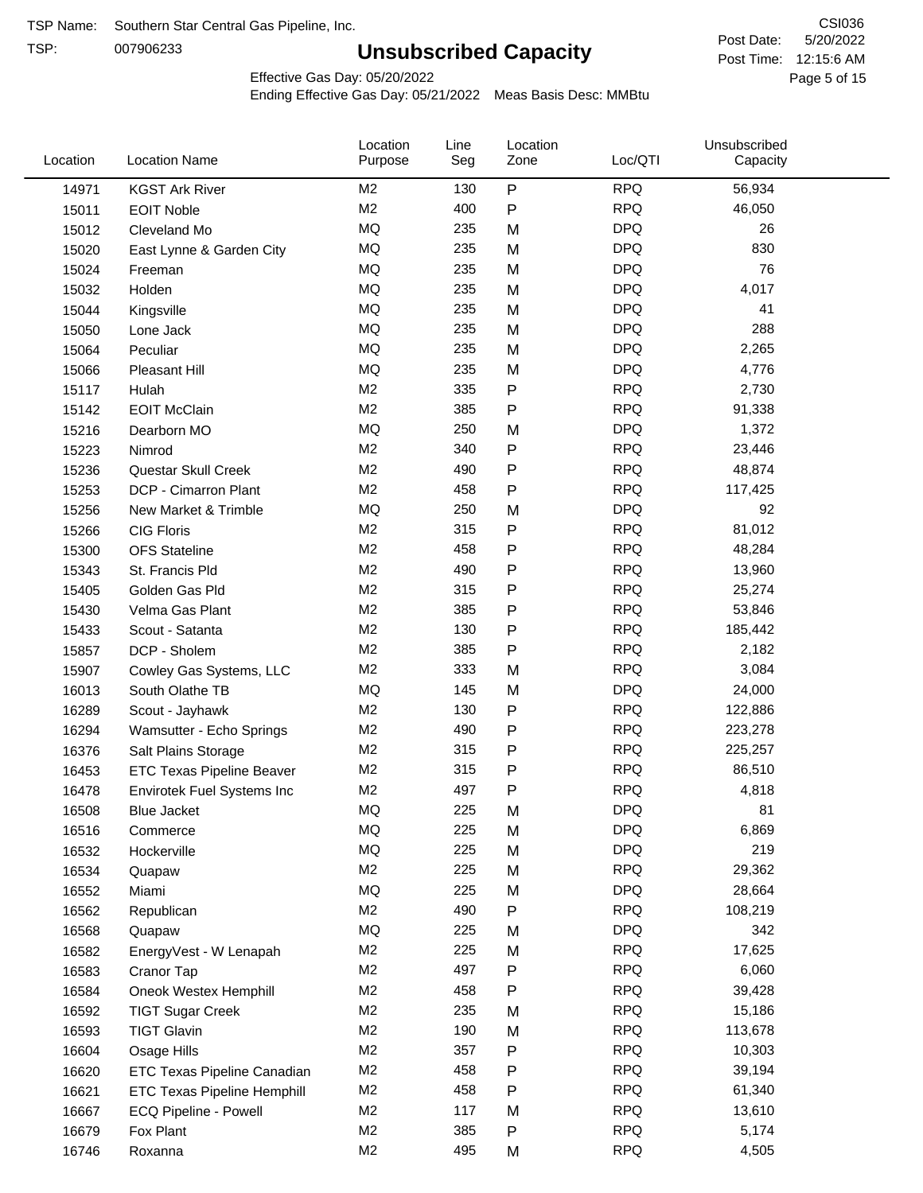TSP Name: Southern Star Central Gas Pipeline, Inc.
TSP: 007906233

# Unsubscribed Capacity

CSI036
Post Date: 5/20/2022
Post Time: 12:15:6 AM

Effective Gas Day: 05/20/2022
Ending Effective Gas Day: 05/21/2022 Meas Basis Desc: MMBtu

| Location | Location Name | Location Purpose | Line Seg | Location Zone | Loc/QTI | Unsubscribed Capacity |
|---|---|---|---|---|---|---|
| 14971 | KGST Ark River | M2 | 130 | P | RPQ | 56,934 |
| 15011 | EOIT Noble | M2 | 400 | P | RPQ | 46,050 |
| 15012 | Cleveland Mo | MQ | 235 | M | DPQ | 26 |
| 15020 | East Lynne & Garden City | MQ | 235 | M | DPQ | 830 |
| 15024 | Freeman | MQ | 235 | M | DPQ | 76 |
| 15032 | Holden | MQ | 235 | M | DPQ | 4,017 |
| 15044 | Kingsville | MQ | 235 | M | DPQ | 41 |
| 15050 | Lone Jack | MQ | 235 | M | DPQ | 288 |
| 15064 | Peculiar | MQ | 235 | M | DPQ | 2,265 |
| 15066 | Pleasant Hill | MQ | 235 | M | DPQ | 4,776 |
| 15117 | Hulah | M2 | 335 | P | RPQ | 2,730 |
| 15142 | EOIT McClain | M2 | 385 | P | RPQ | 91,338 |
| 15216 | Dearborn MO | MQ | 250 | M | DPQ | 1,372 |
| 15223 | Nimrod | M2 | 340 | P | RPQ | 23,446 |
| 15236 | Questar Skull Creek | M2 | 490 | P | RPQ | 48,874 |
| 15253 | DCP - Cimarron Plant | M2 | 458 | P | RPQ | 117,425 |
| 15256 | New Market & Trimble | MQ | 250 | M | DPQ | 92 |
| 15266 | CIG Floris | M2 | 315 | P | RPQ | 81,012 |
| 15300 | OFS Stateline | M2 | 458 | P | RPQ | 48,284 |
| 15343 | St. Francis Pld | M2 | 490 | P | RPQ | 13,960 |
| 15405 | Golden Gas Pld | M2 | 315 | P | RPQ | 25,274 |
| 15430 | Velma Gas Plant | M2 | 385 | P | RPQ | 53,846 |
| 15433 | Scout - Satanta | M2 | 130 | P | RPQ | 185,442 |
| 15857 | DCP - Sholem | M2 | 385 | P | RPQ | 2,182 |
| 15907 | Cowley Gas Systems, LLC | M2 | 333 | M | RPQ | 3,084 |
| 16013 | South Olathe TB | MQ | 145 | M | DPQ | 24,000 |
| 16289 | Scout - Jayhawk | M2 | 130 | P | RPQ | 122,886 |
| 16294 | Wamsutter - Echo Springs | M2 | 490 | P | RPQ | 223,278 |
| 16376 | Salt Plains Storage | M2 | 315 | P | RPQ | 225,257 |
| 16453 | ETC Texas Pipeline Beaver | M2 | 315 | P | RPQ | 86,510 |
| 16478 | Envirotek Fuel Systems Inc | M2 | 497 | P | RPQ | 4,818 |
| 16508 | Blue Jacket | MQ | 225 | M | DPQ | 81 |
| 16516 | Commerce | MQ | 225 | M | DPQ | 6,869 |
| 16532 | Hockerville | MQ | 225 | M | DPQ | 219 |
| 16534 | Quapaw | M2 | 225 | M | RPQ | 29,362 |
| 16552 | Miami | MQ | 225 | M | DPQ | 28,664 |
| 16562 | Republican | M2 | 490 | P | RPQ | 108,219 |
| 16568 | Quapaw | MQ | 225 | M | DPQ | 342 |
| 16582 | EnergyVest - W Lenapah | M2 | 225 | M | RPQ | 17,625 |
| 16583 | Cranor Tap | M2 | 497 | P | RPQ | 6,060 |
| 16584 | Oneok Westex Hemphill | M2 | 458 | P | RPQ | 39,428 |
| 16592 | TIGT Sugar Creek | M2 | 235 | M | RPQ | 15,186 |
| 16593 | TIGT Glavin | M2 | 190 | M | RPQ | 113,678 |
| 16604 | Osage Hills | M2 | 357 | P | RPQ | 10,303 |
| 16620 | ETC Texas Pipeline Canadian | M2 | 458 | P | RPQ | 39,194 |
| 16621 | ETC Texas Pipeline Hemphill | M2 | 458 | P | RPQ | 61,340 |
| 16667 | ECQ Pipeline - Powell | M2 | 117 | M | RPQ | 13,610 |
| 16679 | Fox Plant | M2 | 385 | P | RPQ | 5,174 |
| 16746 | Roxanna | M2 | 495 | M | RPQ | 4,505 |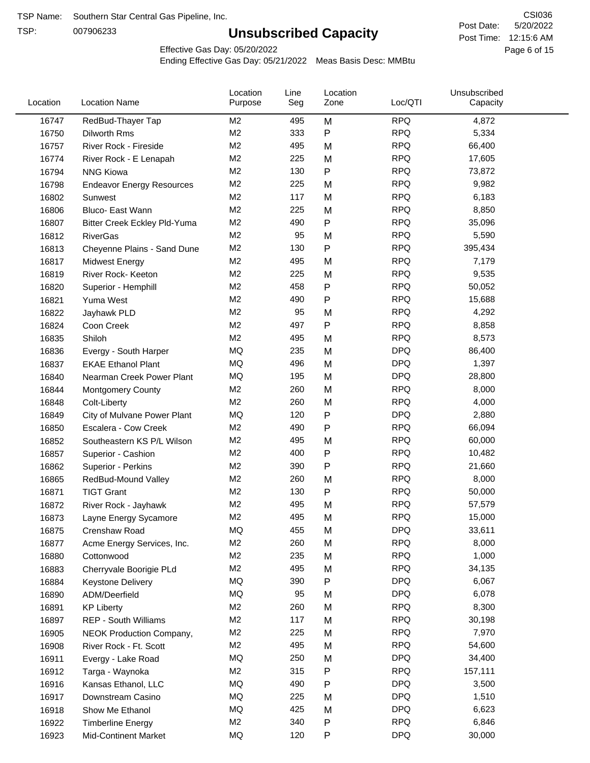TSP Name: Southern Star Central Gas Pipeline, Inc.

TSP: 007906233

# Unsubscribed Capacity

CSI036

Post Date: 5/20/2022

Post Time: 12:15:6 AM

Effective Gas Day: 05/20/2022

Ending Effective Gas Day: 05/21/2022  Meas Basis Desc: MMBtu

| Location | Location Name | Location Purpose | Line Seg | Location Zone | Loc/QTI | Unsubscribed Capacity |
|---|---|---|---|---|---|---|
| 16747 | RedBud-Thayer Tap | M2 | 495 | M | RPQ | 4,872 |
| 16750 | Dilworth Rms | M2 | 333 | P | RPQ | 5,334 |
| 16757 | River Rock - Fireside | M2 | 495 | M | RPQ | 66,400 |
| 16774 | River Rock - E Lenapah | M2 | 225 | M | RPQ | 17,605 |
| 16794 | NNG Kiowa | M2 | 130 | P | RPQ | 73,872 |
| 16798 | Endeavor Energy Resources | M2 | 225 | M | RPQ | 9,982 |
| 16802 | Sunwest | M2 | 117 | M | RPQ | 6,183 |
| 16806 | Bluco- East Wann | M2 | 225 | M | RPQ | 8,850 |
| 16807 | Bitter Creek Eckley Pld-Yuma | M2 | 490 | P | RPQ | 35,096 |
| 16812 | RiverGas | M2 | 95 | M | RPQ | 5,590 |
| 16813 | Cheyenne Plains - Sand Dune | M2 | 130 | P | RPQ | 395,434 |
| 16817 | Midwest Energy | M2 | 495 | M | RPQ | 7,179 |
| 16819 | River Rock- Keeton | M2 | 225 | M | RPQ | 9,535 |
| 16820 | Superior - Hemphill | M2 | 458 | P | RPQ | 50,052 |
| 16821 | Yuma West | M2 | 490 | P | RPQ | 15,688 |
| 16822 | Jayhawk PLD | M2 | 95 | M | RPQ | 4,292 |
| 16824 | Coon Creek | M2 | 497 | P | RPQ | 8,858 |
| 16835 | Shiloh | M2 | 495 | M | RPQ | 8,573 |
| 16836 | Evergy - South Harper | MQ | 235 | M | DPQ | 86,400 |
| 16837 | EKAE Ethanol Plant | MQ | 496 | M | DPQ | 1,397 |
| 16840 | Nearman Creek Power Plant | MQ | 195 | M | DPQ | 28,800 |
| 16844 | Montgomery County | M2 | 260 | M | RPQ | 8,000 |
| 16848 | Colt-Liberty | M2 | 260 | M | RPQ | 4,000 |
| 16849 | City of Mulvane Power Plant | MQ | 120 | P | DPQ | 2,880 |
| 16850 | Escalera - Cow Creek | M2 | 490 | P | RPQ | 66,094 |
| 16852 | Southeastern KS P/L Wilson | M2 | 495 | M | RPQ | 60,000 |
| 16857 | Superior - Cashion | M2 | 400 | P | RPQ | 10,482 |
| 16862 | Superior - Perkins | M2 | 390 | P | RPQ | 21,660 |
| 16865 | RedBud-Mound Valley | M2 | 260 | M | RPQ | 8,000 |
| 16871 | TIGT Grant | M2 | 130 | P | RPQ | 50,000 |
| 16872 | River Rock - Jayhawk | M2 | 495 | M | RPQ | 57,579 |
| 16873 | Layne Energy Sycamore | M2 | 495 | M | RPQ | 15,000 |
| 16875 | Crenshaw Road | MQ | 455 | M | DPQ | 33,611 |
| 16877 | Acme Energy Services, Inc. | M2 | 260 | M | RPQ | 8,000 |
| 16880 | Cottonwood | M2 | 235 | M | RPQ | 1,000 |
| 16883 | Cherryvale Boorigie PLd | M2 | 495 | M | RPQ | 34,135 |
| 16884 | Keystone Delivery | MQ | 390 | P | DPQ | 6,067 |
| 16890 | ADM/Deerfield | MQ | 95 | M | DPQ | 6,078 |
| 16891 | KP Liberty | M2 | 260 | M | RPQ | 8,300 |
| 16897 | REP - South Williams | M2 | 117 | M | RPQ | 30,198 |
| 16905 | NEOK Production Company, | M2 | 225 | M | RPQ | 7,970 |
| 16908 | River Rock - Ft. Scott | M2 | 495 | M | RPQ | 54,600 |
| 16911 | Evergy - Lake Road | MQ | 250 | M | DPQ | 34,400 |
| 16912 | Targa - Waynoka | M2 | 315 | P | RPQ | 157,111 |
| 16916 | Kansas Ethanol, LLC | MQ | 490 | P | DPQ | 3,500 |
| 16917 | Downstream Casino | MQ | 225 | M | DPQ | 1,510 |
| 16918 | Show Me Ethanol | MQ | 425 | M | DPQ | 6,623 |
| 16922 | Timberline Energy | M2 | 340 | P | RPQ | 6,846 |
| 16923 | Mid-Continent Market | MQ | 120 | P | DPQ | 30,000 |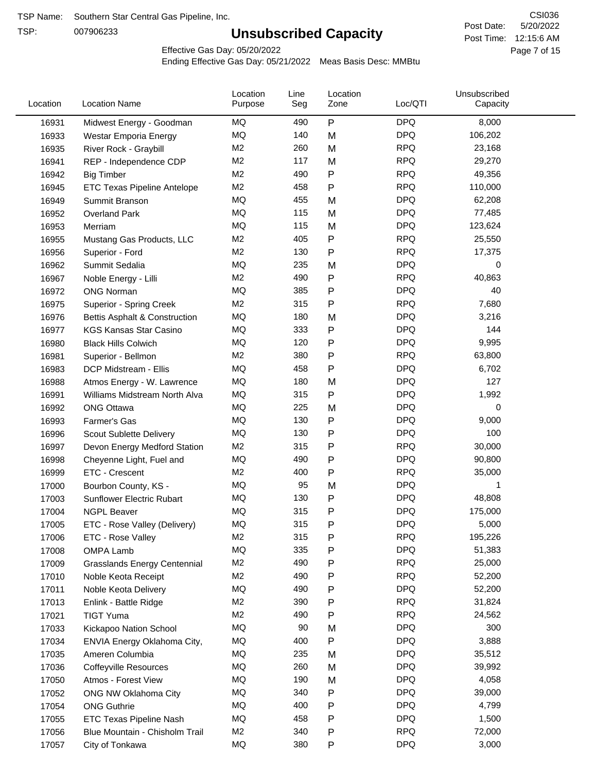TSP Name: Southern Star Central Gas Pipeline, Inc.

TSP: 007906233

# Unsubscribed Capacity

CSI036

Post Date: 5/20/2022

Post Time: 12:15:6 AM

Effective Gas Day: 05/20/2022

Ending Effective Gas Day: 05/21/2022 Meas Basis Desc: MMBtu

| Location | Location Name | Location Purpose | Line Seg | Location Zone | Loc/QTI | Unsubscribed Capacity |
|---|---|---|---|---|---|---|
| 16931 | Midwest Energy - Goodman | MQ | 490 | P | DPQ | 8,000 |
| 16933 | Westar Emporia Energy | MQ | 140 | M | DPQ | 106,202 |
| 16935 | River Rock - Graybill | M2 | 260 | M | RPQ | 23,168 |
| 16941 | REP - Independence CDP | M2 | 117 | M | RPQ | 29,270 |
| 16942 | Big Timber | M2 | 490 | P | RPQ | 49,356 |
| 16945 | ETC Texas Pipeline Antelope | M2 | 458 | P | RPQ | 110,000 |
| 16949 | Summit Branson | MQ | 455 | M | DPQ | 62,208 |
| 16952 | Overland Park | MQ | 115 | M | DPQ | 77,485 |
| 16953 | Merriam | MQ | 115 | M | DPQ | 123,624 |
| 16955 | Mustang Gas Products, LLC | M2 | 405 | P | RPQ | 25,550 |
| 16956 | Superior - Ford | M2 | 130 | P | RPQ | 17,375 |
| 16962 | Summit Sedalia | MQ | 235 | M | DPQ | 0 |
| 16967 | Noble Energy - Lilli | M2 | 490 | P | RPQ | 40,863 |
| 16972 | ONG Norman | MQ | 385 | P | DPQ | 40 |
| 16975 | Superior - Spring Creek | M2 | 315 | P | RPQ | 7,680 |
| 16976 | Bettis Asphalt & Construction | MQ | 180 | M | DPQ | 3,216 |
| 16977 | KGS Kansas Star Casino | MQ | 333 | P | DPQ | 144 |
| 16980 | Black Hills Colwich | MQ | 120 | P | DPQ | 9,995 |
| 16981 | Superior - Bellmon | M2 | 380 | P | RPQ | 63,800 |
| 16983 | DCP Midstream - Ellis | MQ | 458 | P | DPQ | 6,702 |
| 16988 | Atmos Energy - W. Lawrence | MQ | 180 | M | DPQ | 127 |
| 16991 | Williams Midstream North Alva | MQ | 315 | P | DPQ | 1,992 |
| 16992 | ONG Ottawa | MQ | 225 | M | DPQ | 0 |
| 16993 | Farmer's Gas | MQ | 130 | P | DPQ | 9,000 |
| 16996 | Scout Sublette Delivery | MQ | 130 | P | DPQ | 100 |
| 16997 | Devon Energy Medford Station | M2 | 315 | P | RPQ | 30,000 |
| 16998 | Cheyenne Light, Fuel and | MQ | 490 | P | DPQ | 90,800 |
| 16999 | ETC - Crescent | M2 | 400 | P | RPQ | 35,000 |
| 17000 | Bourbon County, KS - | MQ | 95 | M | DPQ | 1 |
| 17003 | Sunflower Electric Rubart | MQ | 130 | P | DPQ | 48,808 |
| 17004 | NGPL Beaver | MQ | 315 | P | DPQ | 175,000 |
| 17005 | ETC - Rose Valley (Delivery) | MQ | 315 | P | DPQ | 5,000 |
| 17006 | ETC - Rose Valley | M2 | 315 | P | RPQ | 195,226 |
| 17008 | OMPA Lamb | MQ | 335 | P | DPQ | 51,383 |
| 17009 | Grasslands Energy Centennial | M2 | 490 | P | RPQ | 25,000 |
| 17010 | Noble Keota Receipt | M2 | 490 | P | RPQ | 52,200 |
| 17011 | Noble Keota Delivery | MQ | 490 | P | DPQ | 52,200 |
| 17013 | Enlink - Battle Ridge | M2 | 390 | P | RPQ | 31,824 |
| 17021 | TIGT Yuma | M2 | 490 | P | RPQ | 24,562 |
| 17033 | Kickapoo Nation School | MQ | 90 | M | DPQ | 300 |
| 17034 | ENVIA Energy Oklahoma City, | MQ | 400 | P | DPQ | 3,888 |
| 17035 | Ameren Columbia | MQ | 235 | M | DPQ | 35,512 |
| 17036 | Coffeyville Resources | MQ | 260 | M | DPQ | 39,992 |
| 17050 | Atmos - Forest View | MQ | 190 | M | DPQ | 4,058 |
| 17052 | ONG NW Oklahoma City | MQ | 340 | P | DPQ | 39,000 |
| 17054 | ONG Guthrie | MQ | 400 | P | DPQ | 4,799 |
| 17055 | ETC Texas Pipeline Nash | MQ | 458 | P | DPQ | 1,500 |
| 17056 | Blue Mountain - Chisholm Trail | M2 | 340 | P | RPQ | 72,000 |
| 17057 | City of Tonkawa | MQ | 380 | P | DPQ | 3,000 |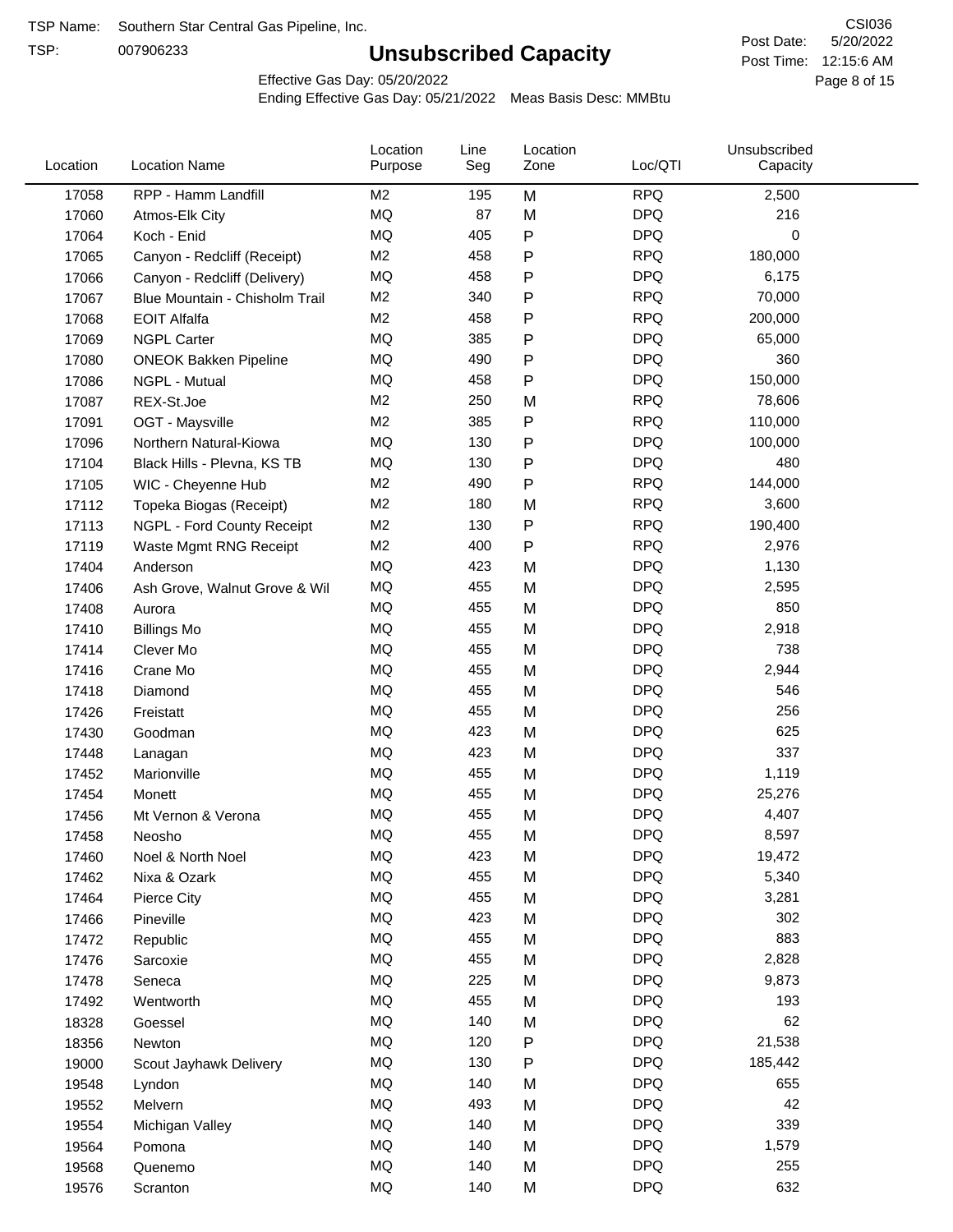TSP Name: Southern Star Central Gas Pipeline, Inc.

TSP: 007906233

# Unsubscribed Capacity

CSI036

Post Date: 5/20/2022

Post Time: 12:15:6 AM

Effective Gas Day: 05/20/2022

Ending Effective Gas Day: 05/21/2022 Meas Basis Desc: MMBtu

| Location | Location Name | Location Purpose | Line Seg | Location Zone | Loc/QTI | Unsubscribed Capacity |
|---|---|---|---|---|---|---|
| 17058 | RPP - Hamm Landfill | M2 | 195 | M | RPQ | 2,500 |
| 17060 | Atmos-Elk City | MQ | 87 | M | DPQ | 216 |
| 17064 | Koch - Enid | MQ | 405 | P | DPQ | 0 |
| 17065 | Canyon - Redcliff (Receipt) | M2 | 458 | P | RPQ | 180,000 |
| 17066 | Canyon - Redcliff (Delivery) | MQ | 458 | P | DPQ | 6,175 |
| 17067 | Blue Mountain - Chisholm Trail | M2 | 340 | P | RPQ | 70,000 |
| 17068 | EOIT Alfalfa | M2 | 458 | P | RPQ | 200,000 |
| 17069 | NGPL Carter | MQ | 385 | P | DPQ | 65,000 |
| 17080 | ONEOK Bakken Pipeline | MQ | 490 | P | DPQ | 360 |
| 17086 | NGPL - Mutual | MQ | 458 | P | DPQ | 150,000 |
| 17087 | REX-St.Joe | M2 | 250 | M | RPQ | 78,606 |
| 17091 | OGT - Maysville | M2 | 385 | P | RPQ | 110,000 |
| 17096 | Northern Natural-Kiowa | MQ | 130 | P | DPQ | 100,000 |
| 17104 | Black Hills - Plevna, KS TB | MQ | 130 | P | DPQ | 480 |
| 17105 | WIC - Cheyenne Hub | M2 | 490 | P | RPQ | 144,000 |
| 17112 | Topeka Biogas (Receipt) | M2 | 180 | M | RPQ | 3,600 |
| 17113 | NGPL - Ford County Receipt | M2 | 130 | P | RPQ | 190,400 |
| 17119 | Waste Mgmt RNG Receipt | M2 | 400 | P | RPQ | 2,976 |
| 17404 | Anderson | MQ | 423 | M | DPQ | 1,130 |
| 17406 | Ash Grove, Walnut Grove & Wil | MQ | 455 | M | DPQ | 2,595 |
| 17408 | Aurora | MQ | 455 | M | DPQ | 850 |
| 17410 | Billings Mo | MQ | 455 | M | DPQ | 2,918 |
| 17414 | Clever Mo | MQ | 455 | M | DPQ | 738 |
| 17416 | Crane Mo | MQ | 455 | M | DPQ | 2,944 |
| 17418 | Diamond | MQ | 455 | M | DPQ | 546 |
| 17426 | Freistatt | MQ | 455 | M | DPQ | 256 |
| 17430 | Goodman | MQ | 423 | M | DPQ | 625 |
| 17448 | Lanagan | MQ | 423 | M | DPQ | 337 |
| 17452 | Marionville | MQ | 455 | M | DPQ | 1,119 |
| 17454 | Monett | MQ | 455 | M | DPQ | 25,276 |
| 17456 | Mt Vernon & Verona | MQ | 455 | M | DPQ | 4,407 |
| 17458 | Neosho | MQ | 455 | M | DPQ | 8,597 |
| 17460 | Noel & North Noel | MQ | 423 | M | DPQ | 19,472 |
| 17462 | Nixa & Ozark | MQ | 455 | M | DPQ | 5,340 |
| 17464 | Pierce City | MQ | 455 | M | DPQ | 3,281 |
| 17466 | Pineville | MQ | 423 | M | DPQ | 302 |
| 17472 | Republic | MQ | 455 | M | DPQ | 883 |
| 17476 | Sarcoxie | MQ | 455 | M | DPQ | 2,828 |
| 17478 | Seneca | MQ | 225 | M | DPQ | 9,873 |
| 17492 | Wentworth | MQ | 455 | M | DPQ | 193 |
| 18328 | Goessel | MQ | 140 | M | DPQ | 62 |
| 18356 | Newton | MQ | 120 | P | DPQ | 21,538 |
| 19000 | Scout Jayhawk Delivery | MQ | 130 | P | DPQ | 185,442 |
| 19548 | Lyndon | MQ | 140 | M | DPQ | 655 |
| 19552 | Melvern | MQ | 493 | M | DPQ | 42 |
| 19554 | Michigan Valley | MQ | 140 | M | DPQ | 339 |
| 19564 | Pomona | MQ | 140 | M | DPQ | 1,579 |
| 19568 | Quenemo | MQ | 140 | M | DPQ | 255 |
| 19576 | Scranton | MQ | 140 | M | DPQ | 632 |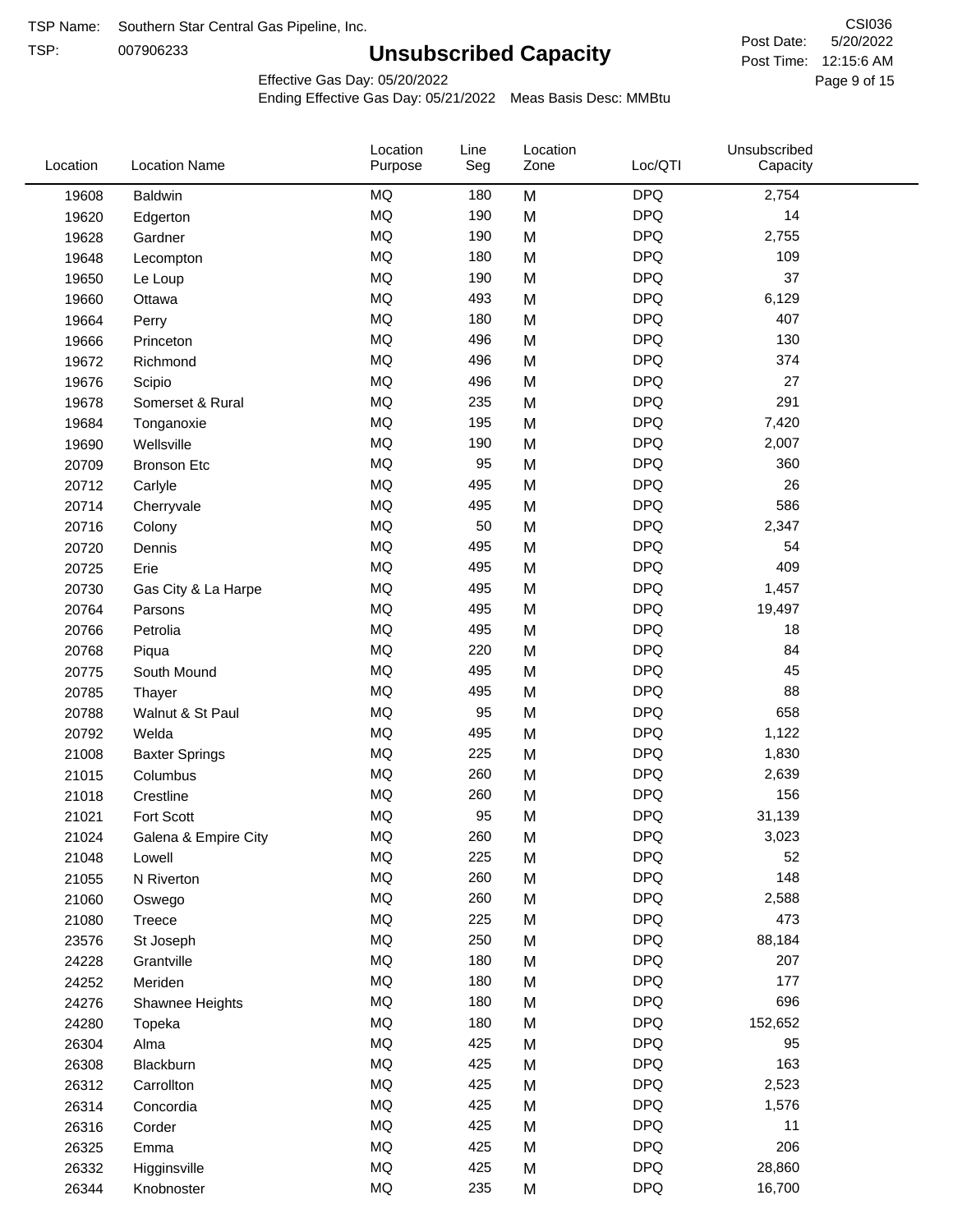TSP Name: Southern Star Central Gas Pipeline, Inc.

TSP: 007906233

# Unsubscribed Capacity

CSI036

Post Date: 5/20/2022

Post Time: 12:15:6 AM

Effective Gas Day: 05/20/2022

Ending Effective Gas Day: 05/21/2022 Meas Basis Desc: MMBtu

| Location | Location Name | Location Purpose | Line Seg | Location Zone | Loc/QTI | Unsubscribed Capacity |
|---|---|---|---|---|---|---|
| 19608 | Baldwin | MQ | 180 | M | DPQ | 2,754 |
| 19620 | Edgerton | MQ | 190 | M | DPQ | 14 |
| 19628 | Gardner | MQ | 190 | M | DPQ | 2,755 |
| 19648 | Lecompton | MQ | 180 | M | DPQ | 109 |
| 19650 | Le Loup | MQ | 190 | M | DPQ | 37 |
| 19660 | Ottawa | MQ | 493 | M | DPQ | 6,129 |
| 19664 | Perry | MQ | 180 | M | DPQ | 407 |
| 19666 | Princeton | MQ | 496 | M | DPQ | 130 |
| 19672 | Richmond | MQ | 496 | M | DPQ | 374 |
| 19676 | Scipio | MQ | 496 | M | DPQ | 27 |
| 19678 | Somerset & Rural | MQ | 235 | M | DPQ | 291 |
| 19684 | Tonganoxie | MQ | 195 | M | DPQ | 7,420 |
| 19690 | Wellsville | MQ | 190 | M | DPQ | 2,007 |
| 20709 | Bronson Etc | MQ | 95 | M | DPQ | 360 |
| 20712 | Carlyle | MQ | 495 | M | DPQ | 26 |
| 20714 | Cherryvale | MQ | 495 | M | DPQ | 586 |
| 20716 | Colony | MQ | 50 | M | DPQ | 2,347 |
| 20720 | Dennis | MQ | 495 | M | DPQ | 54 |
| 20725 | Erie | MQ | 495 | M | DPQ | 409 |
| 20730 | Gas City & La Harpe | MQ | 495 | M | DPQ | 1,457 |
| 20764 | Parsons | MQ | 495 | M | DPQ | 19,497 |
| 20766 | Petrolia | MQ | 495 | M | DPQ | 18 |
| 20768 | Piqua | MQ | 220 | M | DPQ | 84 |
| 20775 | South Mound | MQ | 495 | M | DPQ | 45 |
| 20785 | Thayer | MQ | 495 | M | DPQ | 88 |
| 20788 | Walnut & St Paul | MQ | 95 | M | DPQ | 658 |
| 20792 | Welda | MQ | 495 | M | DPQ | 1,122 |
| 21008 | Baxter Springs | MQ | 225 | M | DPQ | 1,830 |
| 21015 | Columbus | MQ | 260 | M | DPQ | 2,639 |
| 21018 | Crestline | MQ | 260 | M | DPQ | 156 |
| 21021 | Fort Scott | MQ | 95 | M | DPQ | 31,139 |
| 21024 | Galena & Empire City | MQ | 260 | M | DPQ | 3,023 |
| 21048 | Lowell | MQ | 225 | M | DPQ | 52 |
| 21055 | N Riverton | MQ | 260 | M | DPQ | 148 |
| 21060 | Oswego | MQ | 260 | M | DPQ | 2,588 |
| 21080 | Treece | MQ | 225 | M | DPQ | 473 |
| 23576 | St Joseph | MQ | 250 | M | DPQ | 88,184 |
| 24228 | Grantville | MQ | 180 | M | DPQ | 207 |
| 24252 | Meriden | MQ | 180 | M | DPQ | 177 |
| 24276 | Shawnee Heights | MQ | 180 | M | DPQ | 696 |
| 24280 | Topeka | MQ | 180 | M | DPQ | 152,652 |
| 26304 | Alma | MQ | 425 | M | DPQ | 95 |
| 26308 | Blackburn | MQ | 425 | M | DPQ | 163 |
| 26312 | Carrollton | MQ | 425 | M | DPQ | 2,523 |
| 26314 | Concordia | MQ | 425 | M | DPQ | 1,576 |
| 26316 | Corder | MQ | 425 | M | DPQ | 11 |
| 26325 | Emma | MQ | 425 | M | DPQ | 206 |
| 26332 | Higginsville | MQ | 425 | M | DPQ | 28,860 |
| 26344 | Knobnoster | MQ | 235 | M | DPQ | 16,700 |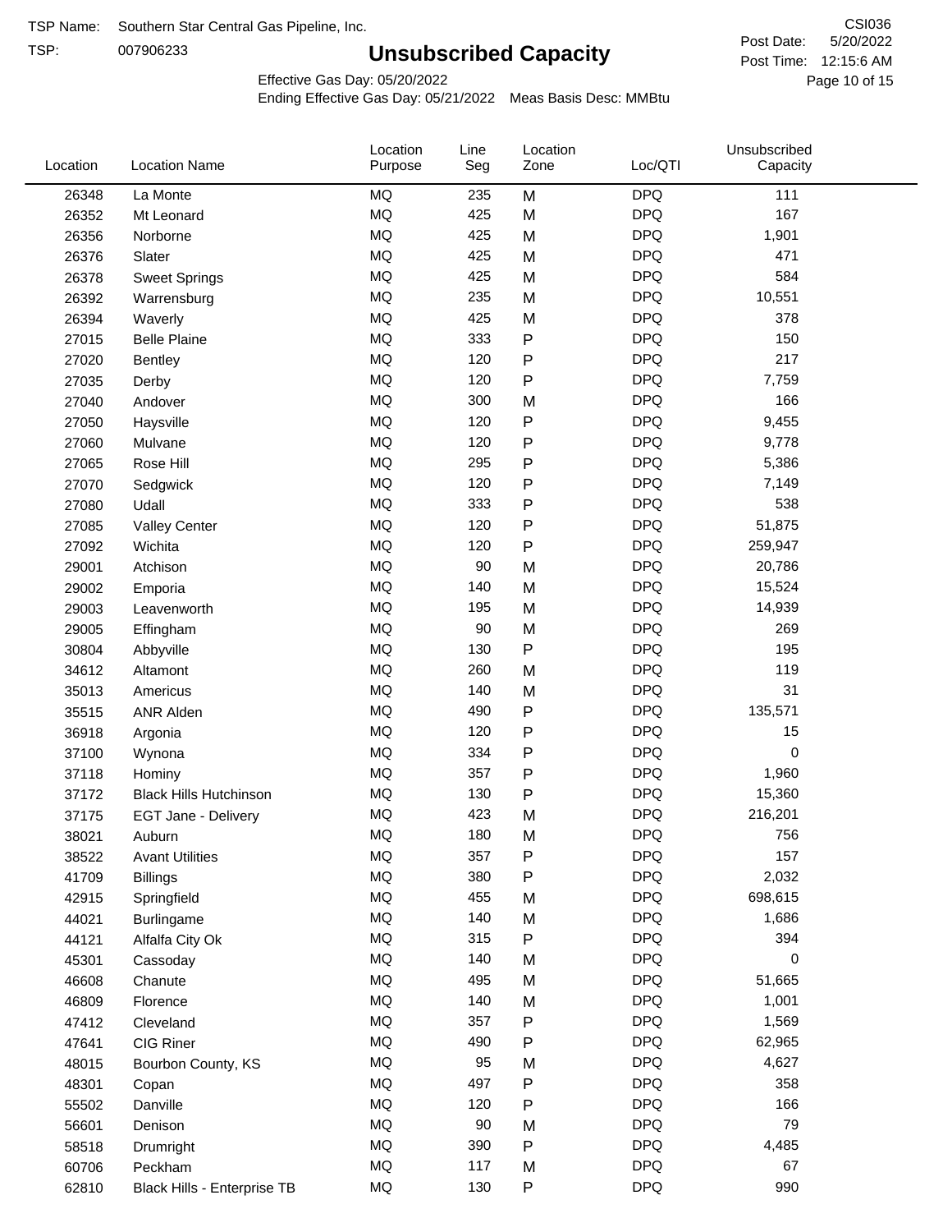TSP Name: Southern Star Central Gas Pipeline, Inc.

TSP: 007906233

# Unsubscribed Capacity

CSI036

Post Date: 5/20/2022

Post Time: 12:15:6 AM

Effective Gas Day: 05/20/2022

Ending Effective Gas Day: 05/21/2022 Meas Basis Desc: MMBtu

| Location | Location Name | Location Purpose | Line Seg | Location Zone | Loc/QTI | Unsubscribed Capacity |
|---|---|---|---|---|---|---|
| 26348 | La Monte | MQ | 235 | M | DPQ | 111 |
| 26352 | Mt Leonard | MQ | 425 | M | DPQ | 167 |
| 26356 | Norborne | MQ | 425 | M | DPQ | 1,901 |
| 26376 | Slater | MQ | 425 | M | DPQ | 471 |
| 26378 | Sweet Springs | MQ | 425 | M | DPQ | 584 |
| 26392 | Warrensburg | MQ | 235 | M | DPQ | 10,551 |
| 26394 | Waverly | MQ | 425 | M | DPQ | 378 |
| 27015 | Belle Plaine | MQ | 333 | P | DPQ | 150 |
| 27020 | Bentley | MQ | 120 | P | DPQ | 217 |
| 27035 | Derby | MQ | 120 | P | DPQ | 7,759 |
| 27040 | Andover | MQ | 300 | M | DPQ | 166 |
| 27050 | Haysville | MQ | 120 | P | DPQ | 9,455 |
| 27060 | Mulvane | MQ | 120 | P | DPQ | 9,778 |
| 27065 | Rose Hill | MQ | 295 | P | DPQ | 5,386 |
| 27070 | Sedgwick | MQ | 120 | P | DPQ | 7,149 |
| 27080 | Udall | MQ | 333 | P | DPQ | 538 |
| 27085 | Valley Center | MQ | 120 | P | DPQ | 51,875 |
| 27092 | Wichita | MQ | 120 | P | DPQ | 259,947 |
| 29001 | Atchison | MQ | 90 | M | DPQ | 20,786 |
| 29002 | Emporia | MQ | 140 | M | DPQ | 15,524 |
| 29003 | Leavenworth | MQ | 195 | M | DPQ | 14,939 |
| 29005 | Effingham | MQ | 90 | M | DPQ | 269 |
| 30804 | Abbyville | MQ | 130 | P | DPQ | 195 |
| 34612 | Altamont | MQ | 260 | M | DPQ | 119 |
| 35013 | Americus | MQ | 140 | M | DPQ | 31 |
| 35515 | ANR Alden | MQ | 490 | P | DPQ | 135,571 |
| 36918 | Argonia | MQ | 120 | P | DPQ | 15 |
| 37100 | Wynona | MQ | 334 | P | DPQ | 0 |
| 37118 | Hominy | MQ | 357 | P | DPQ | 1,960 |
| 37172 | Black Hills Hutchinson | MQ | 130 | P | DPQ | 15,360 |
| 37175 | EGT Jane - Delivery | MQ | 423 | M | DPQ | 216,201 |
| 38021 | Auburn | MQ | 180 | M | DPQ | 756 |
| 38522 | Avant Utilities | MQ | 357 | P | DPQ | 157 |
| 41709 | Billings | MQ | 380 | P | DPQ | 2,032 |
| 42915 | Springfield | MQ | 455 | M | DPQ | 698,615 |
| 44021 | Burlingame | MQ | 140 | M | DPQ | 1,686 |
| 44121 | Alfalfa City Ok | MQ | 315 | P | DPQ | 394 |
| 45301 | Cassoday | MQ | 140 | M | DPQ | 0 |
| 46608 | Chanute | MQ | 495 | M | DPQ | 51,665 |
| 46809 | Florence | MQ | 140 | M | DPQ | 1,001 |
| 47412 | Cleveland | MQ | 357 | P | DPQ | 1,569 |
| 47641 | CIG Riner | MQ | 490 | P | DPQ | 62,965 |
| 48015 | Bourbon County, KS | MQ | 95 | M | DPQ | 4,627 |
| 48301 | Copan | MQ | 497 | P | DPQ | 358 |
| 55502 | Danville | MQ | 120 | P | DPQ | 166 |
| 56601 | Denison | MQ | 90 | M | DPQ | 79 |
| 58518 | Drumright | MQ | 390 | P | DPQ | 4,485 |
| 60706 | Peckham | MQ | 117 | M | DPQ | 67 |
| 62810 | Black Hills - Enterprise TB | MQ | 130 | P | DPQ | 990 |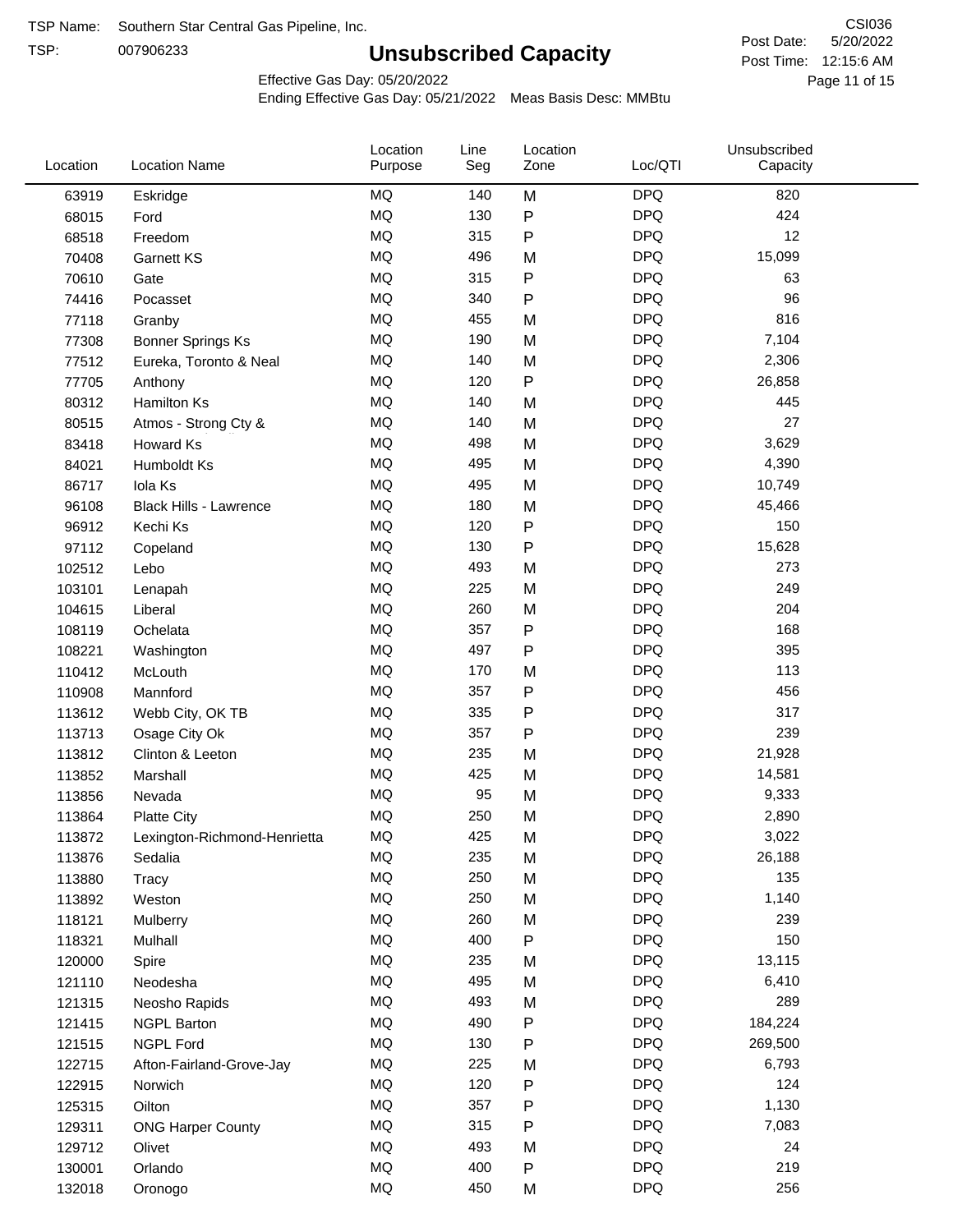TSP Name: Southern Star Central Gas Pipeline, Inc.

TSP: 007906233

# Unsubscribed Capacity

CSI036

Post Date: 5/20/2022

Post Time: 12:15:6 AM

Effective Gas Day: 05/20/2022

Ending Effective Gas Day: 05/21/2022 Meas Basis Desc: MMBtu

| Location | Location Name | Location Purpose | Line Seg | Location Zone | Loc/QTI | Unsubscribed Capacity |
|---|---|---|---|---|---|---|
| 63919 | Eskridge | MQ | 140 | M | DPQ | 820 |
| 68015 | Ford | MQ | 130 | P | DPQ | 424 |
| 68518 | Freedom | MQ | 315 | P | DPQ | 12 |
| 70408 | Garnett KS | MQ | 496 | M | DPQ | 15,099 |
| 70610 | Gate | MQ | 315 | P | DPQ | 63 |
| 74416 | Pocasset | MQ | 340 | P | DPQ | 96 |
| 77118 | Granby | MQ | 455 | M | DPQ | 816 |
| 77308 | Bonner Springs Ks | MQ | 190 | M | DPQ | 7,104 |
| 77512 | Eureka, Toronto & Neal | MQ | 140 | M | DPQ | 2,306 |
| 77705 | Anthony | MQ | 120 | P | DPQ | 26,858 |
| 80312 | Hamilton Ks | MQ | 140 | M | DPQ | 445 |
| 80515 | Atmos - Strong Cty & | MQ | 140 | M | DPQ | 27 |
| 83418 | Howard Ks | MQ | 498 | M | DPQ | 3,629 |
| 84021 | Humboldt Ks | MQ | 495 | M | DPQ | 4,390 |
| 86717 | Iola Ks | MQ | 495 | M | DPQ | 10,749 |
| 96108 | Black Hills - Lawrence | MQ | 180 | M | DPQ | 45,466 |
| 96912 | Kechi Ks | MQ | 120 | P | DPQ | 150 |
| 97112 | Copeland | MQ | 130 | P | DPQ | 15,628 |
| 102512 | Lebo | MQ | 493 | M | DPQ | 273 |
| 103101 | Lenapah | MQ | 225 | M | DPQ | 249 |
| 104615 | Liberal | MQ | 260 | M | DPQ | 204 |
| 108119 | Ochelata | MQ | 357 | P | DPQ | 168 |
| 108221 | Washington | MQ | 497 | P | DPQ | 395 |
| 110412 | McLouth | MQ | 170 | M | DPQ | 113 |
| 110908 | Mannford | MQ | 357 | P | DPQ | 456 |
| 113612 | Webb City, OK TB | MQ | 335 | P | DPQ | 317 |
| 113713 | Osage City Ok | MQ | 357 | P | DPQ | 239 |
| 113812 | Clinton & Leeton | MQ | 235 | M | DPQ | 21,928 |
| 113852 | Marshall | MQ | 425 | M | DPQ | 14,581 |
| 113856 | Nevada | MQ | 95 | M | DPQ | 9,333 |
| 113864 | Platte City | MQ | 250 | M | DPQ | 2,890 |
| 113872 | Lexington-Richmond-Henrietta | MQ | 425 | M | DPQ | 3,022 |
| 113876 | Sedalia | MQ | 235 | M | DPQ | 26,188 |
| 113880 | Tracy | MQ | 250 | M | DPQ | 135 |
| 113892 | Weston | MQ | 250 | M | DPQ | 1,140 |
| 118121 | Mulberry | MQ | 260 | M | DPQ | 239 |
| 118321 | Mulhall | MQ | 400 | P | DPQ | 150 |
| 120000 | Spire | MQ | 235 | M | DPQ | 13,115 |
| 121110 | Neodesha | MQ | 495 | M | DPQ | 6,410 |
| 121315 | Neosho Rapids | MQ | 493 | M | DPQ | 289 |
| 121415 | NGPL Barton | MQ | 490 | P | DPQ | 184,224 |
| 121515 | NGPL Ford | MQ | 130 | P | DPQ | 269,500 |
| 122715 | Afton-Fairland-Grove-Jay | MQ | 225 | M | DPQ | 6,793 |
| 122915 | Norwich | MQ | 120 | P | DPQ | 124 |
| 125315 | Oilton | MQ | 357 | P | DPQ | 1,130 |
| 129311 | ONG Harper County | MQ | 315 | P | DPQ | 7,083 |
| 129712 | Olivet | MQ | 493 | M | DPQ | 24 |
| 130001 | Orlando | MQ | 400 | P | DPQ | 219 |
| 132018 | Oronogo | MQ | 450 | M | DPQ | 256 |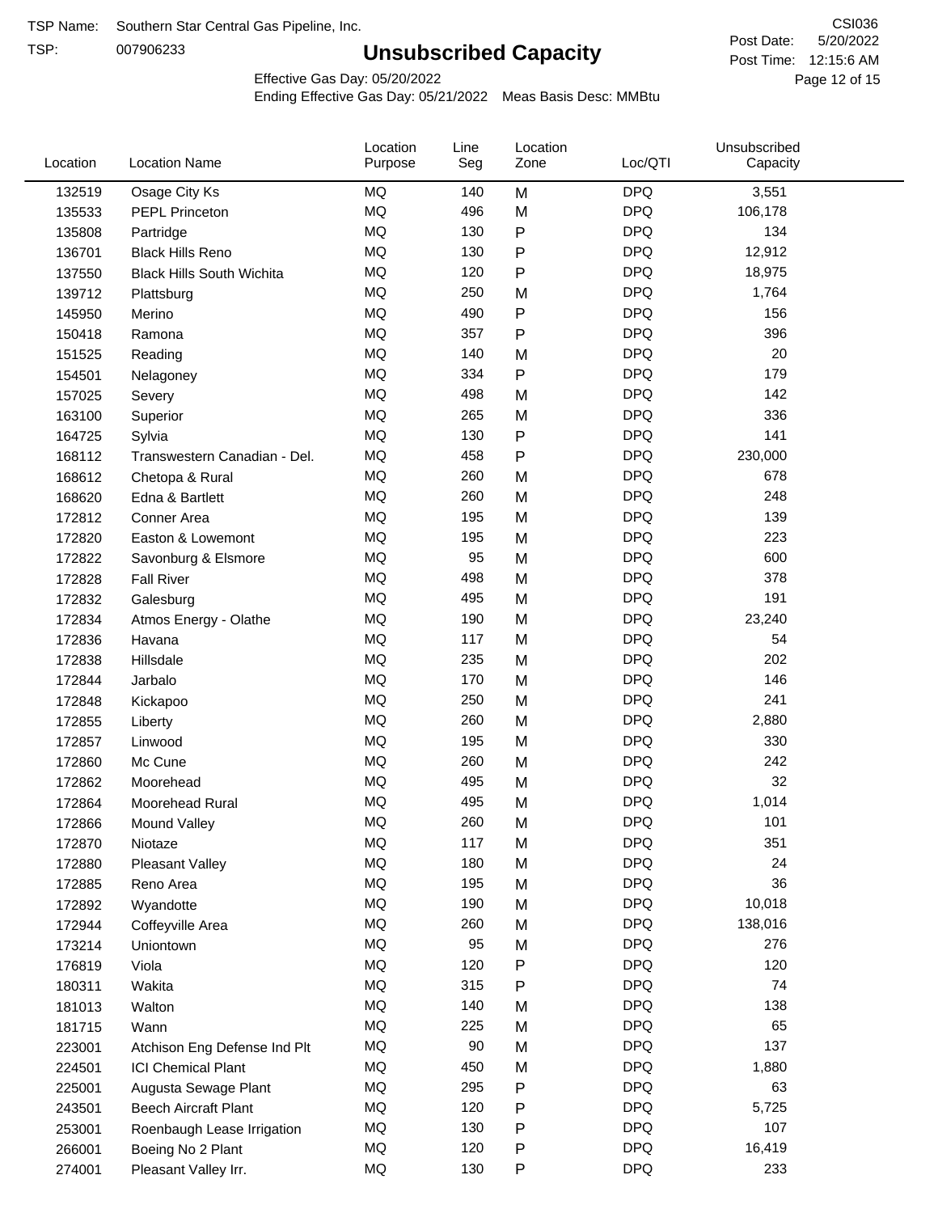TSP Name: Southern Star Central Gas Pipeline, Inc.

TSP: 007906233

# Unsubscribed Capacity

CSI036

Post Date: 5/20/2022

Post Time: 12:15:6 AM

Effective Gas Day: 05/20/2022

Ending Effective Gas Day: 05/21/2022 Meas Basis Desc: MMBtu

| Location | Location Name | Location Purpose | Line Seg | Location Zone | Loc/QTI | Unsubscribed Capacity |
|---|---|---|---|---|---|---|
| 132519 | Osage City Ks | MQ | 140 | M | DPQ | 3,551 |
| 135533 | PEPL Princeton | MQ | 496 | M | DPQ | 106,178 |
| 135808 | Partridge | MQ | 130 | P | DPQ | 134 |
| 136701 | Black Hills Reno | MQ | 130 | P | DPQ | 12,912 |
| 137550 | Black Hills South Wichita | MQ | 120 | P | DPQ | 18,975 |
| 139712 | Plattsburg | MQ | 250 | M | DPQ | 1,764 |
| 145950 | Merino | MQ | 490 | P | DPQ | 156 |
| 150418 | Ramona | MQ | 357 | P | DPQ | 396 |
| 151525 | Reading | MQ | 140 | M | DPQ | 20 |
| 154501 | Nelagoney | MQ | 334 | P | DPQ | 179 |
| 157025 | Severy | MQ | 498 | M | DPQ | 142 |
| 163100 | Superior | MQ | 265 | M | DPQ | 336 |
| 164725 | Sylvia | MQ | 130 | P | DPQ | 141 |
| 168112 | Transwestern Canadian - Del. | MQ | 458 | P | DPQ | 230,000 |
| 168612 | Chetopa & Rural | MQ | 260 | M | DPQ | 678 |
| 168620 | Edna & Bartlett | MQ | 260 | M | DPQ | 248 |
| 172812 | Conner Area | MQ | 195 | M | DPQ | 139 |
| 172820 | Easton & Lowemont | MQ | 195 | M | DPQ | 223 |
| 172822 | Savonburg & Elsmore | MQ | 95 | M | DPQ | 600 |
| 172828 | Fall River | MQ | 498 | M | DPQ | 378 |
| 172832 | Galesburg | MQ | 495 | M | DPQ | 191 |
| 172834 | Atmos Energy - Olathe | MQ | 190 | M | DPQ | 23,240 |
| 172836 | Havana | MQ | 117 | M | DPQ | 54 |
| 172838 | Hillsdale | MQ | 235 | M | DPQ | 202 |
| 172844 | Jarbalo | MQ | 170 | M | DPQ | 146 |
| 172848 | Kickapoo | MQ | 250 | M | DPQ | 241 |
| 172855 | Liberty | MQ | 260 | M | DPQ | 2,880 |
| 172857 | Linwood | MQ | 195 | M | DPQ | 330 |
| 172860 | Mc Cune | MQ | 260 | M | DPQ | 242 |
| 172862 | Moorehead | MQ | 495 | M | DPQ | 32 |
| 172864 | Moorehead Rural | MQ | 495 | M | DPQ | 1,014 |
| 172866 | Mound Valley | MQ | 260 | M | DPQ | 101 |
| 172870 | Niotaze | MQ | 117 | M | DPQ | 351 |
| 172880 | Pleasant Valley | MQ | 180 | M | DPQ | 24 |
| 172885 | Reno Area | MQ | 195 | M | DPQ | 36 |
| 172892 | Wyandotte | MQ | 190 | M | DPQ | 10,018 |
| 172944 | Coffeyville Area | MQ | 260 | M | DPQ | 138,016 |
| 173214 | Uniontown | MQ | 95 | M | DPQ | 276 |
| 176819 | Viola | MQ | 120 | P | DPQ | 120 |
| 180311 | Wakita | MQ | 315 | P | DPQ | 74 |
| 181013 | Walton | MQ | 140 | M | DPQ | 138 |
| 181715 | Wann | MQ | 225 | M | DPQ | 65 |
| 223001 | Atchison Eng Defense Ind Plt | MQ | 90 | M | DPQ | 137 |
| 224501 | ICI Chemical Plant | MQ | 450 | M | DPQ | 1,880 |
| 225001 | Augusta Sewage Plant | MQ | 295 | P | DPQ | 63 |
| 243501 | Beech Aircraft Plant | MQ | 120 | P | DPQ | 5,725 |
| 253001 | Roenbaugh Lease Irrigation | MQ | 130 | P | DPQ | 107 |
| 266001 | Boeing No 2 Plant | MQ | 120 | P | DPQ | 16,419 |
| 274001 | Pleasant Valley Irr. | MQ | 130 | P | DPQ | 233 |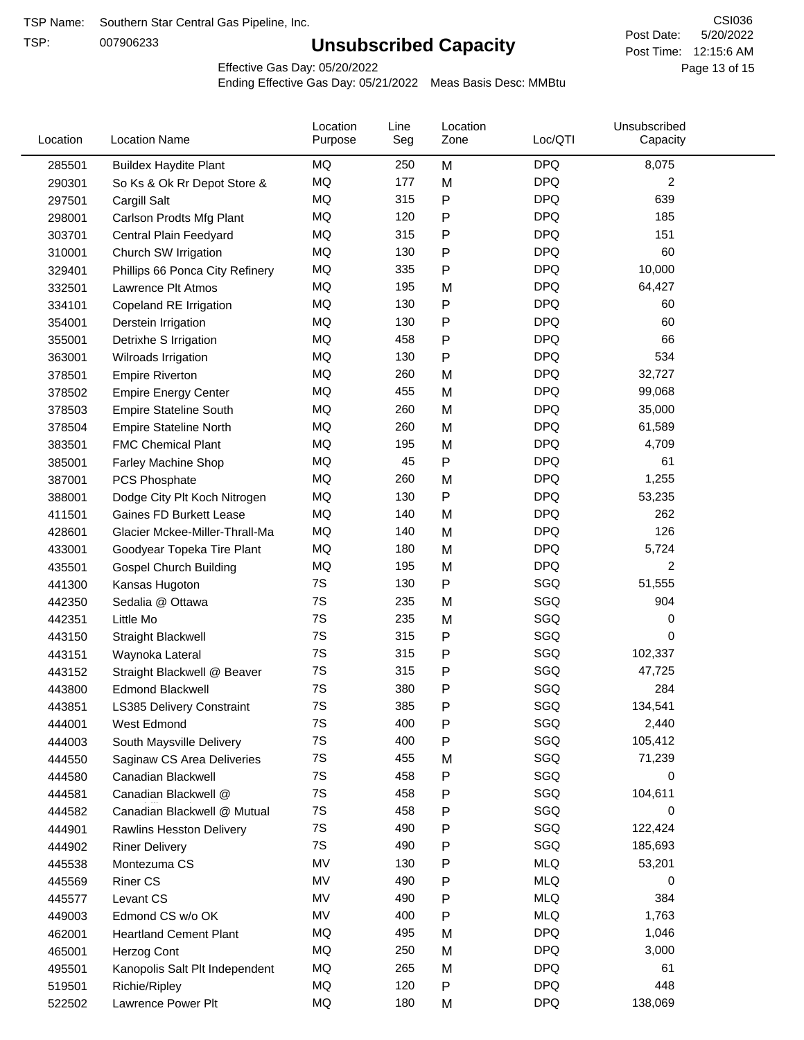TSP Name: Southern Star Central Gas Pipeline, Inc.

TSP: 007906233

# Unsubscribed Capacity

CSI036

Post Date: 5/20/2022

Post Time: 12:15:6 AM

Effective Gas Day: 05/20/2022

Ending Effective Gas Day: 05/21/2022 Meas Basis Desc: MMBtu

| Location | Location Name | Location Purpose | Line Seg | Location Zone | Loc/QTI | Unsubscribed Capacity |
|---|---|---|---|---|---|---|
| 285501 | Buildex Haydite Plant | MQ | 250 | M | DPQ | 8,075 |
| 290301 | So Ks & Ok Rr Depot Store & | MQ | 177 | M | DPQ | 2 |
| 297501 | Cargill Salt | MQ | 315 | P | DPQ | 639 |
| 298001 | Carlson Prodts Mfg Plant | MQ | 120 | P | DPQ | 185 |
| 303701 | Central Plain Feedyard | MQ | 315 | P | DPQ | 151 |
| 310001 | Church SW Irrigation | MQ | 130 | P | DPQ | 60 |
| 329401 | Phillips 66 Ponca City Refinery | MQ | 335 | P | DPQ | 10,000 |
| 332501 | Lawrence Plt Atmos | MQ | 195 | M | DPQ | 64,427 |
| 334101 | Copeland RE Irrigation | MQ | 130 | P | DPQ | 60 |
| 354001 | Derstein Irrigation | MQ | 130 | P | DPQ | 60 |
| 355001 | Detrixhe S Irrigation | MQ | 458 | P | DPQ | 66 |
| 363001 | Wilroads Irrigation | MQ | 130 | P | DPQ | 534 |
| 378501 | Empire Riverton | MQ | 260 | M | DPQ | 32,727 |
| 378502 | Empire Energy Center | MQ | 455 | M | DPQ | 99,068 |
| 378503 | Empire Stateline South | MQ | 260 | M | DPQ | 35,000 |
| 378504 | Empire Stateline North | MQ | 260 | M | DPQ | 61,589 |
| 383501 | FMC Chemical Plant | MQ | 195 | M | DPQ | 4,709 |
| 385001 | Farley Machine Shop | MQ | 45 | P | DPQ | 61 |
| 387001 | PCS Phosphate | MQ | 260 | M | DPQ | 1,255 |
| 388001 | Dodge City Plt Koch Nitrogen | MQ | 130 | P | DPQ | 53,235 |
| 411501 | Gaines FD Burkett Lease | MQ | 140 | M | DPQ | 262 |
| 428601 | Glacier Mckee-Miller-Thrall-Ma | MQ | 140 | M | DPQ | 126 |
| 433001 | Goodyear Topeka Tire Plant | MQ | 180 | M | DPQ | 5,724 |
| 435501 | Gospel Church Building | MQ | 195 | M | DPQ | 2 |
| 441300 | Kansas Hugoton | 7S | 130 | P | SGQ | 51,555 |
| 442350 | Sedalia @ Ottawa | 7S | 235 | M | SGQ | 904 |
| 442351 | Little Mo | 7S | 235 | M | SGQ | 0 |
| 443150 | Straight Blackwell | 7S | 315 | P | SGQ | 0 |
| 443151 | Waynoka Lateral | 7S | 315 | P | SGQ | 102,337 |
| 443152 | Straight Blackwell @ Beaver | 7S | 315 | P | SGQ | 47,725 |
| 443800 | Edmond Blackwell | 7S | 380 | P | SGQ | 284 |
| 443851 | LS385 Delivery Constraint | 7S | 385 | P | SGQ | 134,541 |
| 444001 | West Edmond | 7S | 400 | P | SGQ | 2,440 |
| 444003 | South Maysville Delivery | 7S | 400 | P | SGQ | 105,412 |
| 444550 | Saginaw CS Area Deliveries | 7S | 455 | M | SGQ | 71,239 |
| 444580 | Canadian Blackwell | 7S | 458 | P | SGQ | 0 |
| 444581 | Canadian Blackwell @ | 7S | 458 | P | SGQ | 104,611 |
| 444582 | Canadian Blackwell @ Mutual | 7S | 458 | P | SGQ | 0 |
| 444901 | Rawlins Hesston Delivery | 7S | 490 | P | SGQ | 122,424 |
| 444902 | Riner Delivery | 7S | 490 | P | SGQ | 185,693 |
| 445538 | Montezuma CS | MV | 130 | P | MLQ | 53,201 |
| 445569 | Riner CS | MV | 490 | P | MLQ | 0 |
| 445577 | Levant CS | MV | 490 | P | MLQ | 384 |
| 449003 | Edmond CS w/o OK | MV | 400 | P | MLQ | 1,763 |
| 462001 | Heartland Cement Plant | MQ | 495 | M | DPQ | 1,046 |
| 465001 | Herzog Cont | MQ | 250 | M | DPQ | 3,000 |
| 495501 | Kanopolis Salt Plt Independent | MQ | 265 | M | DPQ | 61 |
| 519501 | Richie/Ripley | MQ | 120 | P | DPQ | 448 |
| 522502 | Lawrence Power Plt | MQ | 180 | M | DPQ | 138,069 |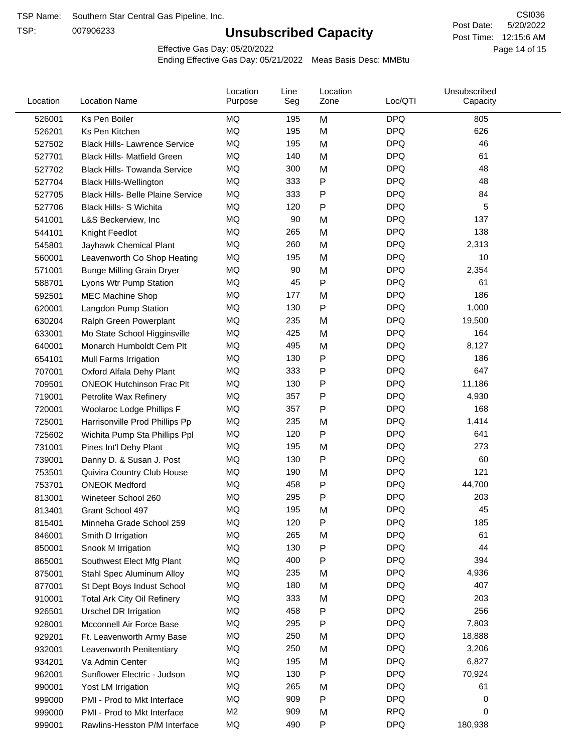TSP Name: Southern Star Central Gas Pipeline, Inc.

TSP: 007906233

# Unsubscribed Capacity

CSI036

Post Date: 5/20/2022

Post Time: 12:15:6 AM

Effective Gas Day: 05/20/2022

Ending Effective Gas Day: 05/21/2022 Meas Basis Desc: MMBtu

| Location | Location Name | Location Purpose | Line Seg | Location Zone | Loc/QTI | Unsubscribed Capacity |
|---|---|---|---|---|---|---|
| 526001 | Ks Pen Boiler | MQ | 195 | M | DPQ | 805 |
| 526201 | Ks Pen Kitchen | MQ | 195 | M | DPQ | 626 |
| 527502 | Black Hills- Lawrence Service | MQ | 195 | M | DPQ | 46 |
| 527701 | Black Hills- Matfield Green | MQ | 140 | M | DPQ | 61 |
| 527702 | Black Hills- Towanda Service | MQ | 300 | M | DPQ | 48 |
| 527704 | Black Hills-Wellington | MQ | 333 | P | DPQ | 48 |
| 527705 | Black Hills- Belle Plaine Service | MQ | 333 | P | DPQ | 84 |
| 527706 | Black Hills- S Wichita | MQ | 120 | P | DPQ | 5 |
| 541001 | L&S Beckerview, Inc | MQ | 90 | M | DPQ | 137 |
| 544101 | Knight Feedlot | MQ | 265 | M | DPQ | 138 |
| 545801 | Jayhawk Chemical Plant | MQ | 260 | M | DPQ | 2,313 |
| 560001 | Leavenworth Co Shop Heating | MQ | 195 | M | DPQ | 10 |
| 571001 | Bunge Milling Grain Dryer | MQ | 90 | M | DPQ | 2,354 |
| 588701 | Lyons Wtr Pump Station | MQ | 45 | P | DPQ | 61 |
| 592501 | MEC Machine Shop | MQ | 177 | M | DPQ | 186 |
| 620001 | Langdon Pump Station | MQ | 130 | P | DPQ | 1,000 |
| 630204 | Ralph Green Powerplant | MQ | 235 | M | DPQ | 19,500 |
| 633001 | Mo State School Higginsville | MQ | 425 | M | DPQ | 164 |
| 640001 | Monarch Humboldt Cem Plt | MQ | 495 | M | DPQ | 8,127 |
| 654101 | Mull Farms Irrigation | MQ | 130 | P | DPQ | 186 |
| 707001 | Oxford Alfala Dehy Plant | MQ | 333 | P | DPQ | 647 |
| 709501 | ONEOK Hutchinson Frac Plt | MQ | 130 | P | DPQ | 11,186 |
| 719001 | Petrolite Wax Refinery | MQ | 357 | P | DPQ | 4,930 |
| 720001 | Woolaroc Lodge Phillips F | MQ | 357 | P | DPQ | 168 |
| 725001 | Harrisonville Prod Phillips Pp | MQ | 235 | M | DPQ | 1,414 |
| 725602 | Wichita Pump Sta Phillips Ppl | MQ | 120 | P | DPQ | 641 |
| 731001 | Pines Int'l Dehy Plant | MQ | 195 | M | DPQ | 273 |
| 739001 | Danny D. & Susan J. Post | MQ | 130 | P | DPQ | 60 |
| 753501 | Quivira Country Club House | MQ | 190 | M | DPQ | 121 |
| 753701 | ONEOK Medford | MQ | 458 | P | DPQ | 44,700 |
| 813001 | Wineteer School 260 | MQ | 295 | P | DPQ | 203 |
| 813401 | Grant School 497 | MQ | 195 | M | DPQ | 45 |
| 815401 | Minneha Grade School 259 | MQ | 120 | P | DPQ | 185 |
| 846001 | Smith D Irrigation | MQ | 265 | M | DPQ | 61 |
| 850001 | Snook M Irrigation | MQ | 130 | P | DPQ | 44 |
| 865001 | Southwest Elect Mfg Plant | MQ | 400 | P | DPQ | 394 |
| 875001 | Stahl Spec Aluminum Alloy | MQ | 235 | M | DPQ | 4,936 |
| 877001 | St Dept Boys Indust School | MQ | 180 | M | DPQ | 407 |
| 910001 | Total Ark City Oil Refinery | MQ | 333 | M | DPQ | 203 |
| 926501 | Urschel DR Irrigation | MQ | 458 | P | DPQ | 256 |
| 928001 | Mcconnell Air Force Base | MQ | 295 | P | DPQ | 7,803 |
| 929201 | Ft. Leavenworth Army Base | MQ | 250 | M | DPQ | 18,888 |
| 932001 | Leavenworth Penitentiary | MQ | 250 | M | DPQ | 3,206 |
| 934201 | Va Admin Center | MQ | 195 | M | DPQ | 6,827 |
| 962001 | Sunflower Electric - Judson | MQ | 130 | P | DPQ | 70,924 |
| 990001 | Yost LM Irrigation | MQ | 265 | M | DPQ | 61 |
| 999000 | PMI - Prod to Mkt Interface | MQ | 909 | P | DPQ | 0 |
| 999000 | PMI - Prod to Mkt Interface | M2 | 909 | M | RPQ | 0 |
| 999001 | Rawlins-Hesston P/M Interface | MQ | 490 | P | DPQ | 180,938 |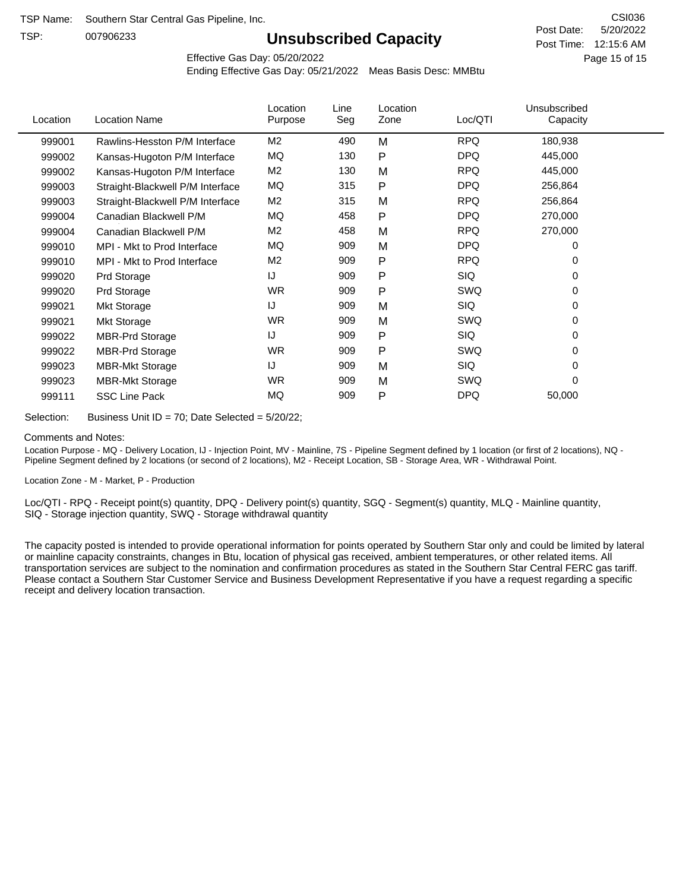TSP Name: Southern Star Central Gas Pipeline, Inc.
TSP: 007906233

# Unsubscribed Capacity

CSI036
Post Date: 5/20/2022
Post Time: 12:15:6 AM

Effective Gas Day: 05/20/2022
Ending Effective Gas Day: 05/21/2022 Meas Basis Desc: MMBtu

| Location | Location Name | Location Purpose | Line Seg | Location Zone | Loc/QTI | Unsubscribed Capacity |
|---|---|---|---|---|---|---|
| 999001 | Rawlins-Hesston P/M Interface | M2 | 490 | M | RPQ | 180,938 |
| 999002 | Kansas-Hugoton P/M Interface | MQ | 130 | P | DPQ | 445,000 |
| 999002 | Kansas-Hugoton P/M Interface | M2 | 130 | M | RPQ | 445,000 |
| 999003 | Straight-Blackwell P/M Interface | MQ | 315 | P | DPQ | 256,864 |
| 999003 | Straight-Blackwell P/M Interface | M2 | 315 | M | RPQ | 256,864 |
| 999004 | Canadian Blackwell P/M | MQ | 458 | P | DPQ | 270,000 |
| 999004 | Canadian Blackwell P/M | M2 | 458 | M | RPQ | 270,000 |
| 999010 | MPI - Mkt to Prod Interface | MQ | 909 | M | DPQ | 0 |
| 999010 | MPI - Mkt to Prod Interface | M2 | 909 | P | RPQ | 0 |
| 999020 | Prd Storage | IJ | 909 | P | SIQ | 0 |
| 999020 | Prd Storage | WR | 909 | P | SWQ | 0 |
| 999021 | Mkt Storage | IJ | 909 | M | SIQ | 0 |
| 999021 | Mkt Storage | WR | 909 | M | SWQ | 0 |
| 999022 | MBR-Prd Storage | IJ | 909 | P | SIQ | 0 |
| 999022 | MBR-Prd Storage | WR | 909 | P | SWQ | 0 |
| 999023 | MBR-Mkt Storage | IJ | 909 | M | SIQ | 0 |
| 999023 | MBR-Mkt Storage | WR | 909 | M | SWQ | 0 |
| 999111 | SSC Line Pack | MQ | 909 | P | DPQ | 50,000 |

Selection: Business Unit ID = 70; Date Selected = 5/20/22;

Comments and Notes:

Location Purpose - MQ - Delivery Location, IJ - Injection Point, MV - Mainline, 7S - Pipeline Segment defined by 1 location (or first of 2 locations), NQ - Pipeline Segment defined by 2 locations (or second of 2 locations), M2 - Receipt Location, SB - Storage Area, WR - Withdrawal Point.

Location Zone - M - Market, P - Production

Loc/QTI - RPQ - Receipt point(s) quantity, DPQ - Delivery point(s) quantity, SGQ - Segment(s) quantity, MLQ - Mainline quantity, SIQ - Storage injection quantity, SWQ - Storage withdrawal quantity

The capacity posted is intended to provide operational information for points operated by Southern Star only and could be limited by lateral or mainline capacity constraints, changes in Btu, location of physical gas received, ambient temperatures, or other related items. All transportation services are subject to the nomination and confirmation procedures as stated in the Southern Star Central FERC gas tariff. Please contact a Southern Star Customer Service and Business Development Representative if you have a request regarding a specific receipt and delivery location transaction.